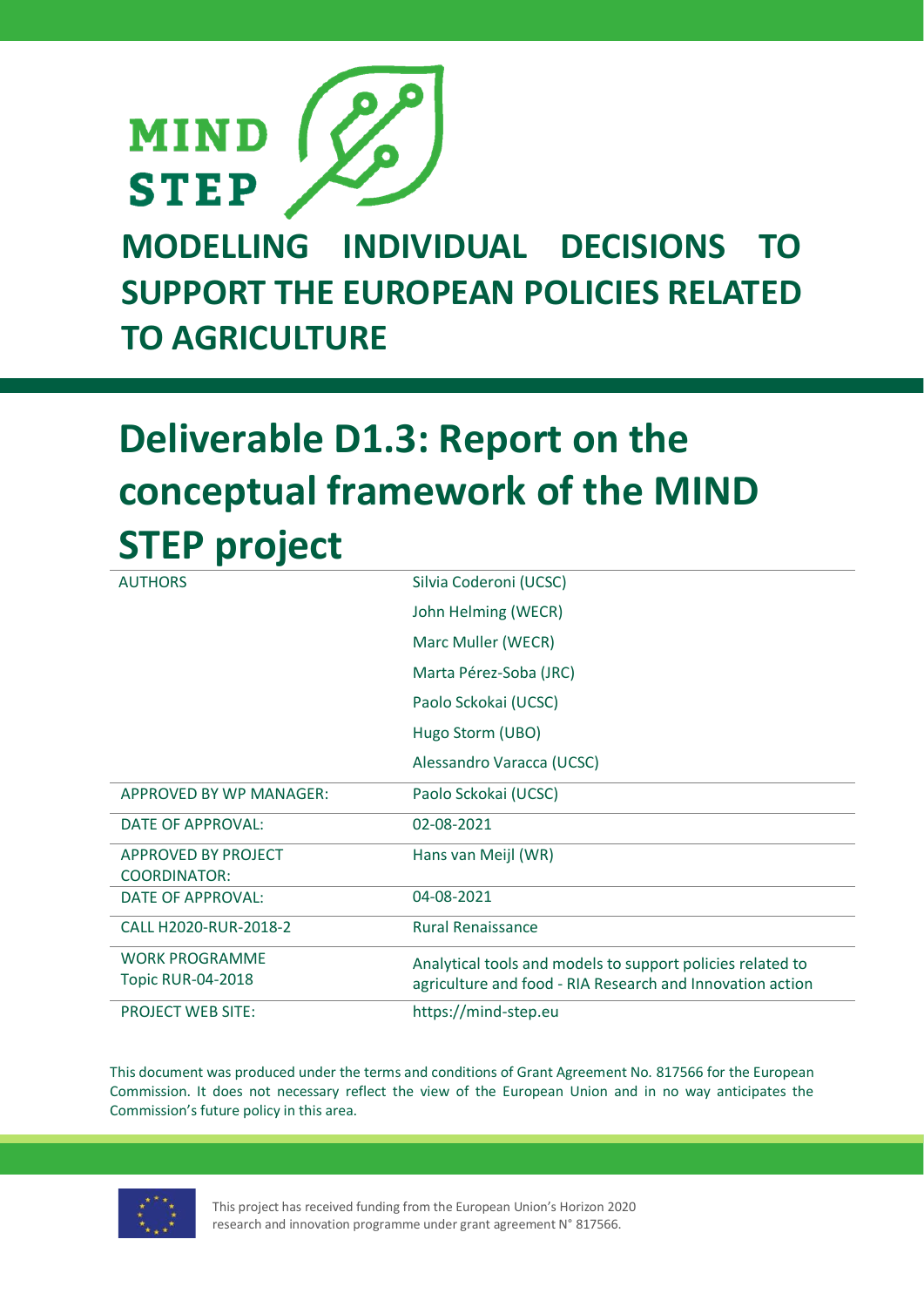MIND STEP

# MODELLING INDIVIDUAL DECISIONS TO SUPPORT THE EUROPEAN POLICIES RELATED TO AGRICULTURE

# Deliverable D1.3: Report on the conceptual framework of the MIND STEP project

| | |
|---|---|
| AUTHORS | Silvia Coderoni (UCSC) |
| | John Helming (WECR) |
| | Marc Muller (WECR) |
| | Marta Pérez-Soba (JRC) |
| | Paolo Sckokai (UCSC) |
| | Hugo Storm (UBO) |
| | Alessandro Varacca (UCSC) |
| APPROVED BY WP MANAGER: | Paolo Sckokai (UCSC) |
| DATE OF APPROVAL: | 02-08-2021 |
| APPROVED BY PROJECT COORDINATOR: | Hans van Meijl (WR) |
| DATE OF APPROVAL: | 04-08-2021 |
| CALL H2020-RUR-2018-2 | Rural Renaissance |
| WORK PROGRAMME Topic RUR-04-2018 | Analytical tools and models to support policies related to agriculture and food - RIA Research and Innovation action |
| PROJECT WEB SITE: | https://mind-step.eu |

This document was produced under the terms and conditions of Grant Agreement No. 817566 for the European Commission. It does not necessary reflect the view of the European Union and in no way anticipates the Commission's future policy in this area.

This project has received funding from the European Union's Horizon 2020 research and innovation programme under grant agreement N° 817566.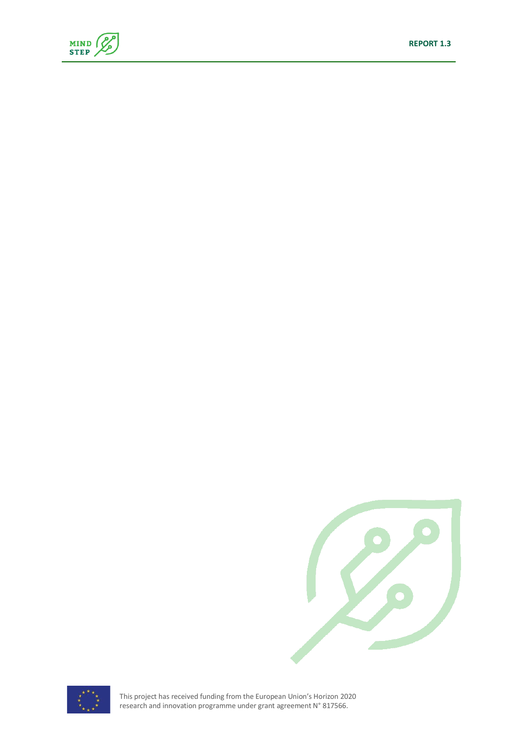This project has received funding from the European Union's Horizon 2020 research and innovation programme under grant agreement N° 817566.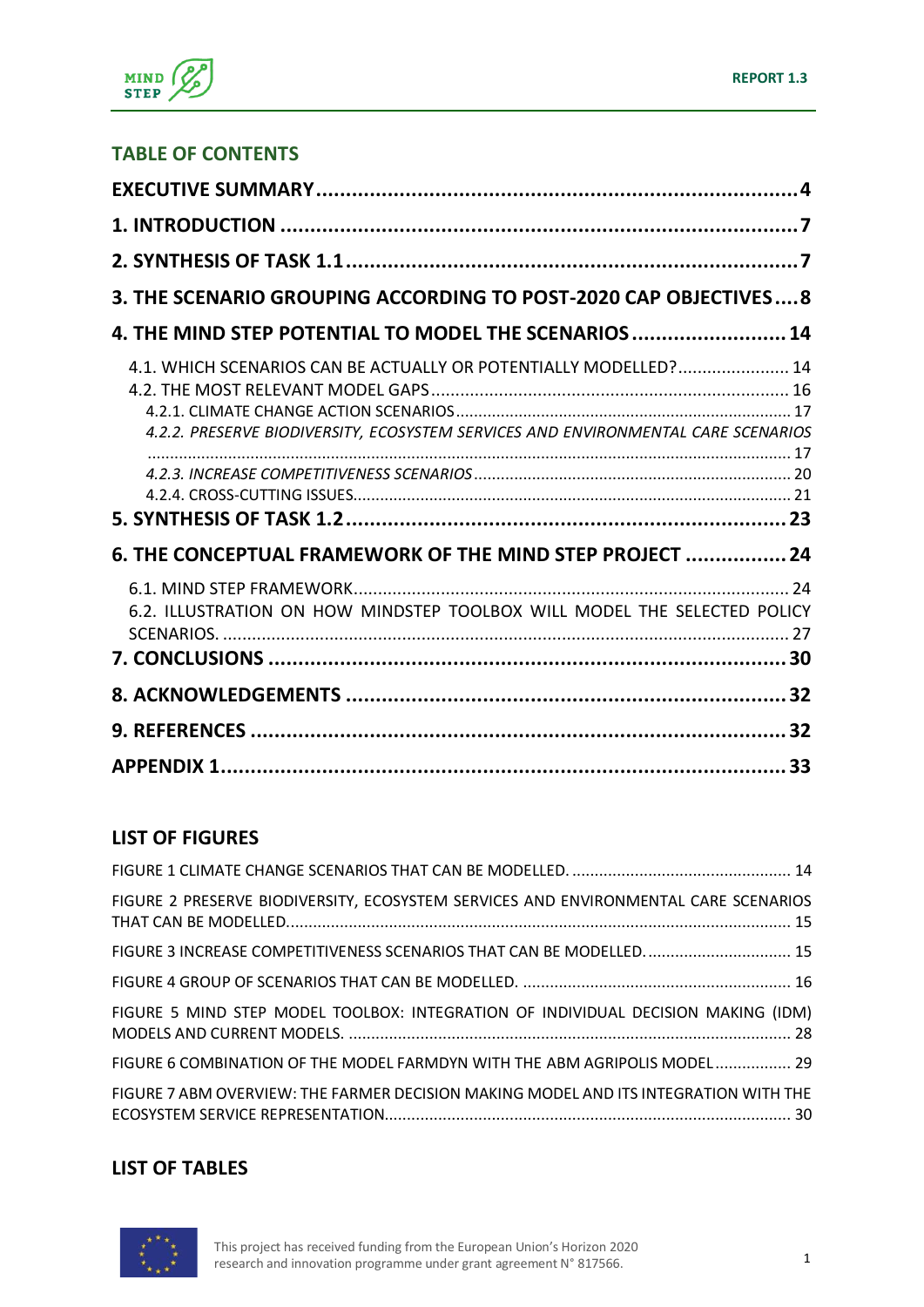## TABLE OF CONTENTS

**EXECUTIVE SUMMARY** .......... 4

**1. INTRODUCTION** .......... 7

**2. SYNTHESIS OF TASK 1.1** .......... 7

**3. THE SCENARIO GROUPING ACCORDING TO POST-2020 CAP OBJECTIVES** .......... 8

**4. THE MIND STEP POTENTIAL TO MODEL THE SCENARIOS** .......... 14

- 4.1. WHICH SCENARIOS CAN BE ACTUALLY OR POTENTIALLY MODELLED? .......... 14
- 4.2. THE MOST RELEVANT MODEL GAPS .......... 16
  - 4.2.1. CLIMATE CHANGE ACTION SCENARIOS .......... 17
  - *4.2.2. PRESERVE BIODIVERSITY, ECOSYSTEM SERVICES AND ENVIRONMENTAL CARE SCENARIOS* .......... 17
  - *4.2.3. INCREASE COMPETITIVENESS SCENARIOS* .......... 20
  - 4.2.4. CROSS-CUTTING ISSUES .......... 21

**5. SYNTHESIS OF TASK 1.2** .......... 23

**6. THE CONCEPTUAL FRAMEWORK OF THE MIND STEP PROJECT** .......... 24

- 6.1. MIND STEP FRAMEWORK .......... 24
- 6.2. ILLUSTRATION ON HOW MINDSTEP TOOLBOX WILL MODEL THE SELECTED POLICY SCENARIOS. .......... 27

**7. CONCLUSIONS** .......... 30

**8. ACKNOWLEDGEMENTS** .......... 32

**9. REFERENCES** .......... 32

**APPENDIX 1** .......... 33

## LIST OF FIGURES

FIGURE 1 CLIMATE CHANGE SCENARIOS THAT CAN BE MODELLED. .......... 14

FIGURE 2 PRESERVE BIODIVERSITY, ECOSYSTEM SERVICES AND ENVIRONMENTAL CARE SCENARIOS THAT CAN BE MODELLED. .......... 15

FIGURE 3 INCREASE COMPETITIVENESS SCENARIOS THAT CAN BE MODELLED. .......... 15

FIGURE 4 GROUP OF SCENARIOS THAT CAN BE MODELLED. .......... 16

FIGURE 5 MIND STEP MODEL TOOLBOX: INTEGRATION OF INDIVIDUAL DECISION MAKING (IDM) MODELS AND CURRENT MODELS. .......... 28

FIGURE 6 COMBINATION OF THE MODEL FARMDYN WITH THE ABM AGRIPOLIS MODEL .......... 29

FIGURE 7 ABM OVERVIEW: THE FARMER DECISION MAKING MODEL AND ITS INTEGRATION WITH THE ECOSYSTEM SERVICE REPRESENTATION. .......... 30

## LIST OF TABLES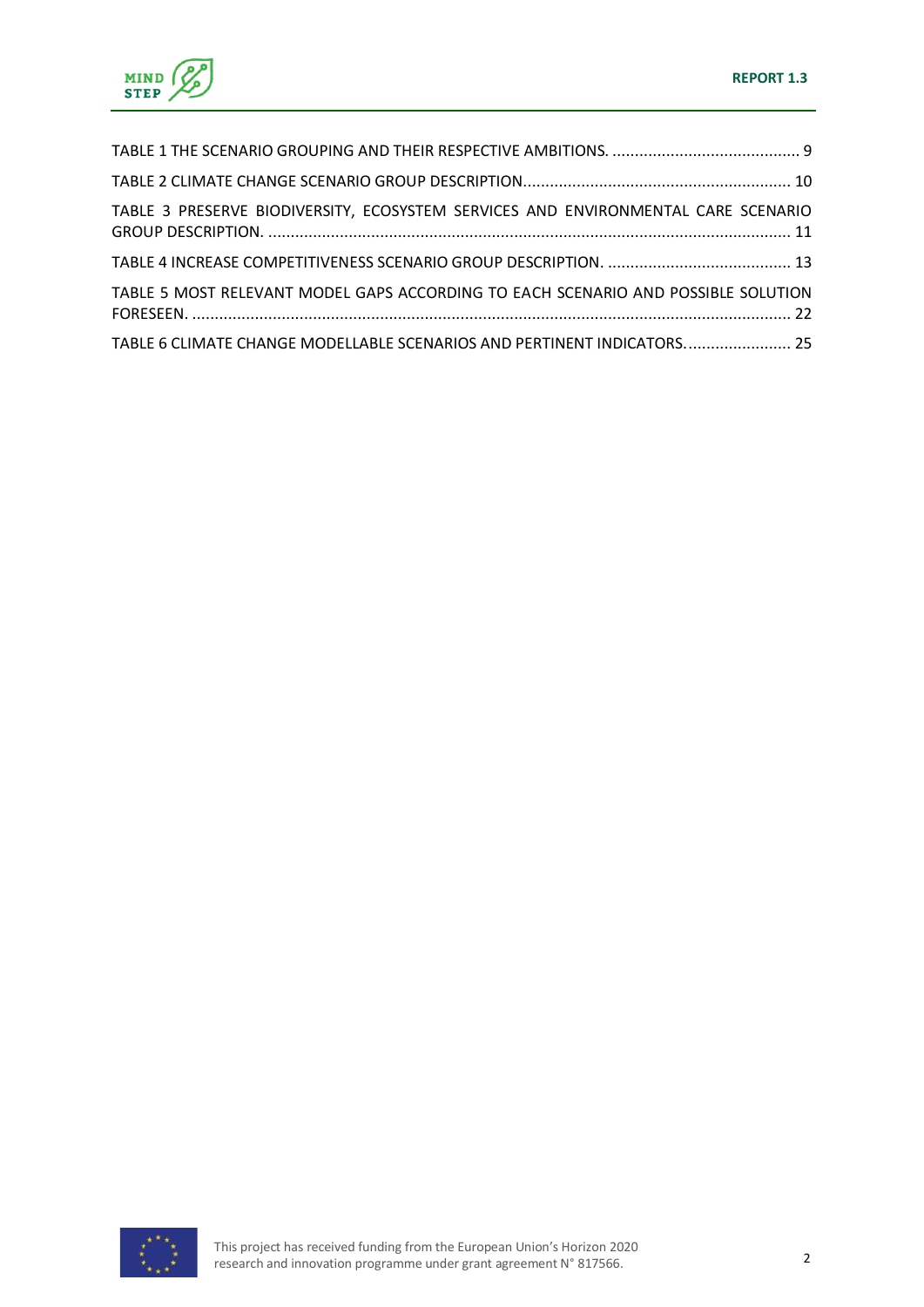TABLE 1 THE SCENARIO GROUPING AND THEIR RESPECTIVE AMBITIONS. .......................................... 9

TABLE 2 CLIMATE CHANGE SCENARIO GROUP DESCRIPTION........................................................... 10

TABLE 3 PRESERVE BIODIVERSITY, ECOSYSTEM SERVICES AND ENVIRONMENTAL CARE SCENARIO GROUP DESCRIPTION. ................................................................................................................... 11

TABLE 4 INCREASE COMPETITIVENESS SCENARIO GROUP DESCRIPTION. ......................................... 13

TABLE 5 MOST RELEVANT MODEL GAPS ACCORDING TO EACH SCENARIO AND POSSIBLE SOLUTION FORESEEN. .................................................................................................................................... 22

TABLE 6 CLIMATE CHANGE MODELLABLE SCENARIOS AND PERTINENT INDICATORS. ....................... 25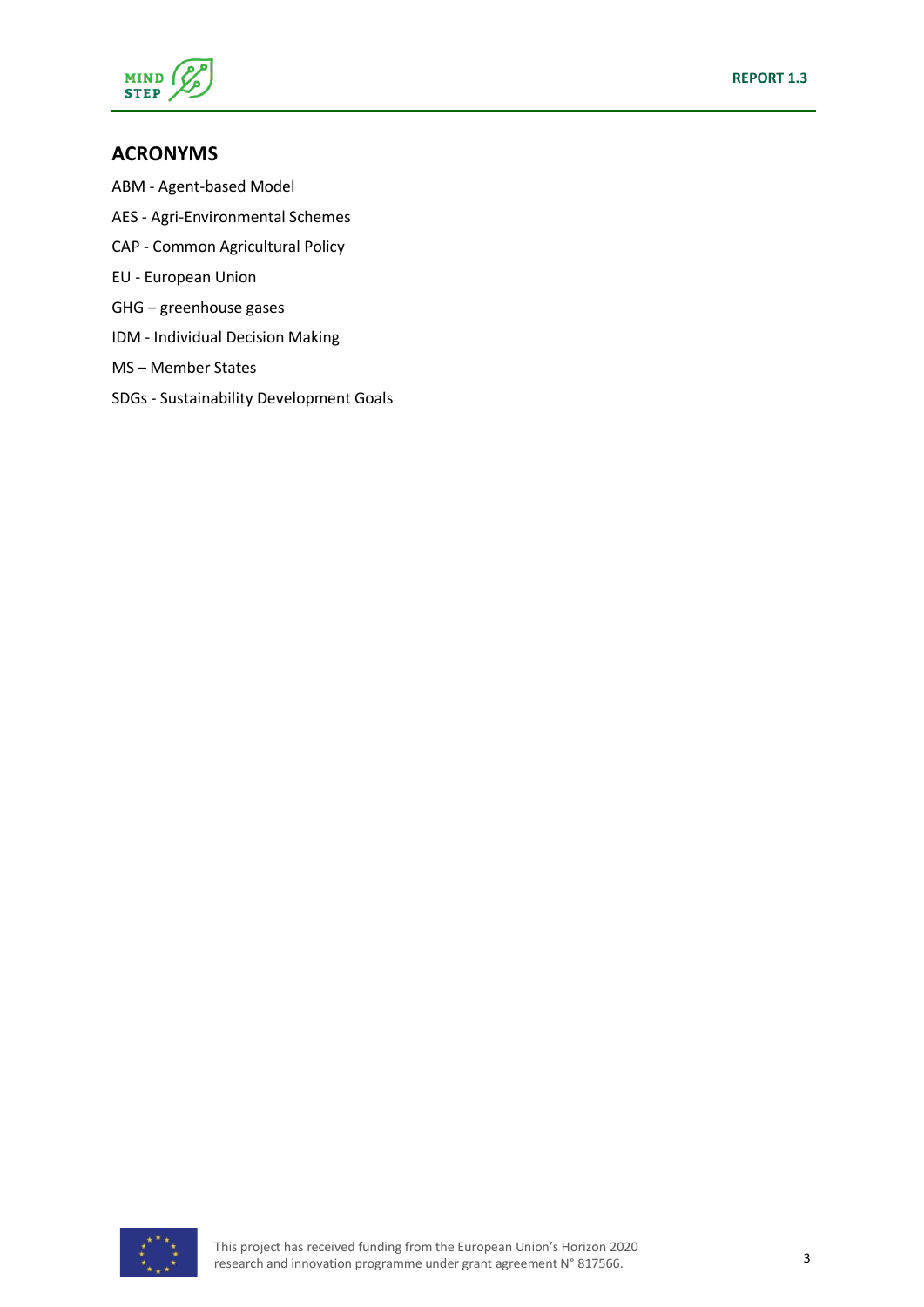## ACRONYMS

ABM - Agent-based Model

AES - Agri-Environmental Schemes

CAP - Common Agricultural Policy

EU - European Union

GHG – greenhouse gases

IDM - Individual Decision Making

MS – Member States

SDGs - Sustainability Development Goals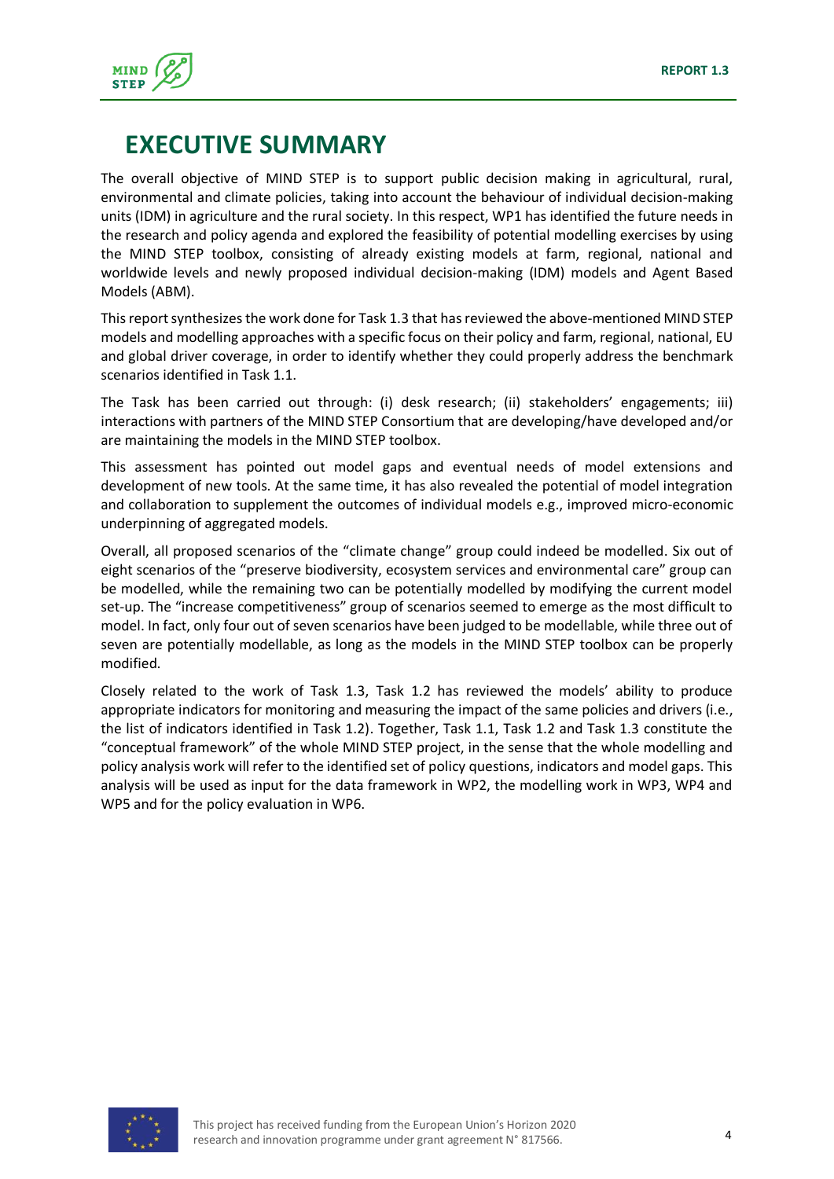# EXECUTIVE SUMMARY

The overall objective of MIND STEP is to support public decision making in agricultural, rural, environmental and climate policies, taking into account the behaviour of individual decision-making units (IDM) in agriculture and the rural society. In this respect, WP1 has identified the future needs in the research and policy agenda and explored the feasibility of potential modelling exercises by using the MIND STEP toolbox, consisting of already existing models at farm, regional, national and worldwide levels and newly proposed individual decision-making (IDM) models and Agent Based Models (ABM).

This report synthesizes the work done for Task 1.3 that has reviewed the above-mentioned MIND STEP models and modelling approaches with a specific focus on their policy and farm, regional, national, EU and global driver coverage, in order to identify whether they could properly address the benchmark scenarios identified in Task 1.1.

The Task has been carried out through: (i) desk research; (ii) stakeholders' engagements; iii) interactions with partners of the MIND STEP Consortium that are developing/have developed and/or are maintaining the models in the MIND STEP toolbox.

This assessment has pointed out model gaps and eventual needs of model extensions and development of new tools. At the same time, it has also revealed the potential of model integration and collaboration to supplement the outcomes of individual models e.g., improved micro-economic underpinning of aggregated models.

Overall, all proposed scenarios of the "climate change" group could indeed be modelled. Six out of eight scenarios of the "preserve biodiversity, ecosystem services and environmental care" group can be modelled, while the remaining two can be potentially modelled by modifying the current model set-up. The "increase competitiveness" group of scenarios seemed to emerge as the most difficult to model. In fact, only four out of seven scenarios have been judged to be modellable, while three out of seven are potentially modellable, as long as the models in the MIND STEP toolbox can be properly modified.

Closely related to the work of Task 1.3, Task 1.2 has reviewed the models' ability to produce appropriate indicators for monitoring and measuring the impact of the same policies and drivers (i.e., the list of indicators identified in Task 1.2). Together, Task 1.1, Task 1.2 and Task 1.3 constitute the "conceptual framework" of the whole MIND STEP project, in the sense that the whole modelling and policy analysis work will refer to the identified set of policy questions, indicators and model gaps. This analysis will be used as input for the data framework in WP2, the modelling work in WP3, WP4 and WP5 and for the policy evaluation in WP6.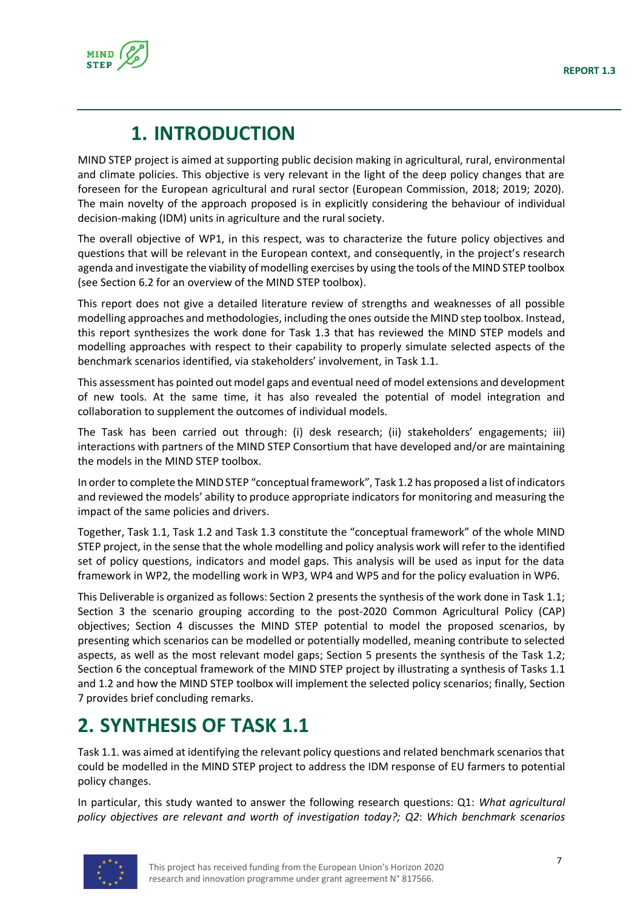# 1. INTRODUCTION

MIND STEP project is aimed at supporting public decision making in agricultural, rural, environmental and climate policies. This objective is very relevant in the light of the deep policy changes that are foreseen for the European agricultural and rural sector (European Commission, 2018; 2019; 2020). The main novelty of the approach proposed is in explicitly considering the behaviour of individual decision-making (IDM) units in agriculture and the rural society.

The overall objective of WP1, in this respect, was to characterize the future policy objectives and questions that will be relevant in the European context, and consequently, in the project's research agenda and investigate the viability of modelling exercises by using the tools of the MIND STEP toolbox (see Section 6.2 for an overview of the MIND STEP toolbox).

This report does not give a detailed literature review of strengths and weaknesses of all possible modelling approaches and methodologies, including the ones outside the MIND step toolbox. Instead, this report synthesizes the work done for Task 1.3 that has reviewed the MIND STEP models and modelling approaches with respect to their capability to properly simulate selected aspects of the benchmark scenarios identified, via stakeholders' involvement, in Task 1.1.

This assessment has pointed out model gaps and eventual need of model extensions and development of new tools. At the same time, it has also revealed the potential of model integration and collaboration to supplement the outcomes of individual models.

The Task has been carried out through: (i) desk research; (ii) stakeholders' engagements; iii) interactions with partners of the MIND STEP Consortium that have developed and/or are maintaining the models in the MIND STEP toolbox.

In order to complete the MIND STEP "conceptual framework", Task 1.2 has proposed a list of indicators and reviewed the models' ability to produce appropriate indicators for monitoring and measuring the impact of the same policies and drivers.

Together, Task 1.1, Task 1.2 and Task 1.3 constitute the "conceptual framework" of the whole MIND STEP project, in the sense that the whole modelling and policy analysis work will refer to the identified set of policy questions, indicators and model gaps. This analysis will be used as input for the data framework in WP2, the modelling work in WP3, WP4 and WP5 and for the policy evaluation in WP6.

This Deliverable is organized as follows: Section 2 presents the synthesis of the work done in Task 1.1; Section 3 the scenario grouping according to the post-2020 Common Agricultural Policy (CAP) objectives; Section 4 discusses the MIND STEP potential to model the proposed scenarios, by presenting which scenarios can be modelled or potentially modelled, meaning contribute to selected aspects, as well as the most relevant model gaps; Section 5 presents the synthesis of the Task 1.2; Section 6 the conceptual framework of the MIND STEP project by illustrating a synthesis of Tasks 1.1 and 1.2 and how the MIND STEP toolbox will implement the selected policy scenarios; finally, Section 7 provides brief concluding remarks.

# 2. SYNTHESIS OF TASK 1.1

Task 1.1. was aimed at identifying the relevant policy questions and related benchmark scenarios that could be modelled in the MIND STEP project to address the IDM response of EU farmers to potential policy changes.

In particular, this study wanted to answer the following research questions: Q1: *What agricultural policy objectives are relevant and worth of investigation today?; Q2*: *Which benchmark scenarios*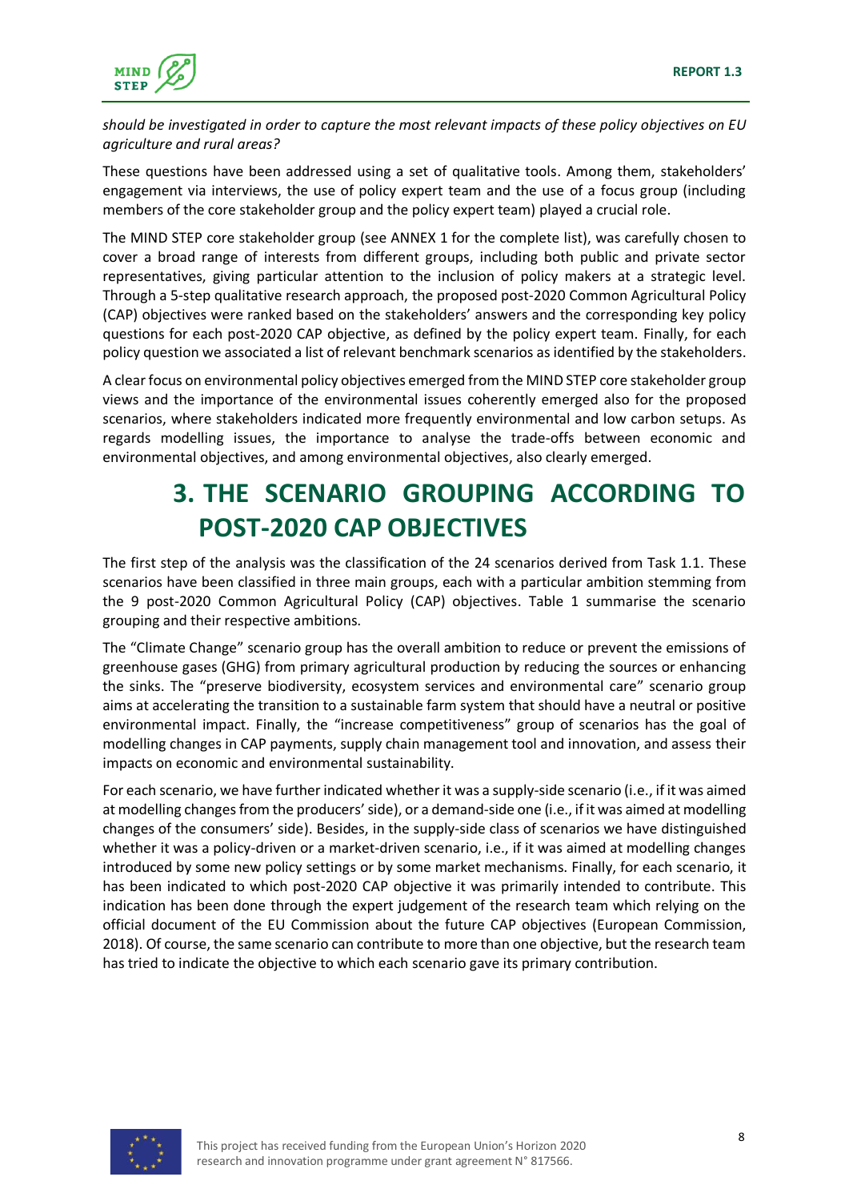*should be investigated in order to capture the most relevant impacts of these policy objectives on EU agriculture and rural areas?*

These questions have been addressed using a set of qualitative tools. Among them, stakeholders' engagement via interviews, the use of policy expert team and the use of a focus group (including members of the core stakeholder group and the policy expert team) played a crucial role.

The MIND STEP core stakeholder group (see ANNEX 1 for the complete list), was carefully chosen to cover a broad range of interests from different groups, including both public and private sector representatives, giving particular attention to the inclusion of policy makers at a strategic level. Through a 5-step qualitative research approach, the proposed post-2020 Common Agricultural Policy (CAP) objectives were ranked based on the stakeholders' answers and the corresponding key policy questions for each post-2020 CAP objective, as defined by the policy expert team. Finally, for each policy question we associated a list of relevant benchmark scenarios as identified by the stakeholders.

A clear focus on environmental policy objectives emerged from the MIND STEP core stakeholder group views and the importance of the environmental issues coherently emerged also for the proposed scenarios, where stakeholders indicated more frequently environmental and low carbon setups. As regards modelling issues, the importance to analyse the trade-offs between economic and environmental objectives, and among environmental objectives, also clearly emerged.

# 3. THE SCENARIO GROUPING ACCORDING TO POST-2020 CAP OBJECTIVES

The first step of the analysis was the classification of the 24 scenarios derived from Task 1.1. These scenarios have been classified in three main groups, each with a particular ambition stemming from the 9 post-2020 Common Agricultural Policy (CAP) objectives. Table 1 summarise the scenario grouping and their respective ambitions.

The "Climate Change" scenario group has the overall ambition to reduce or prevent the emissions of greenhouse gases (GHG) from primary agricultural production by reducing the sources or enhancing the sinks. The "preserve biodiversity, ecosystem services and environmental care" scenario group aims at accelerating the transition to a sustainable farm system that should have a neutral or positive environmental impact. Finally, the "increase competitiveness" group of scenarios has the goal of modelling changes in CAP payments, supply chain management tool and innovation, and assess their impacts on economic and environmental sustainability.

For each scenario, we have further indicated whether it was a supply-side scenario (i.e., if it was aimed at modelling changes from the producers' side), or a demand-side one (i.e., if it was aimed at modelling changes of the consumers' side). Besides, in the supply-side class of scenarios we have distinguished whether it was a policy-driven or a market-driven scenario, i.e., if it was aimed at modelling changes introduced by some new policy settings or by some market mechanisms. Finally, for each scenario, it has been indicated to which post-2020 CAP objective it was primarily intended to contribute. This indication has been done through the expert judgement of the research team which relying on the official document of the EU Commission about the future CAP objectives (European Commission, 2018). Of course, the same scenario can contribute to more than one objective, but the research team has tried to indicate the objective to which each scenario gave its primary contribution.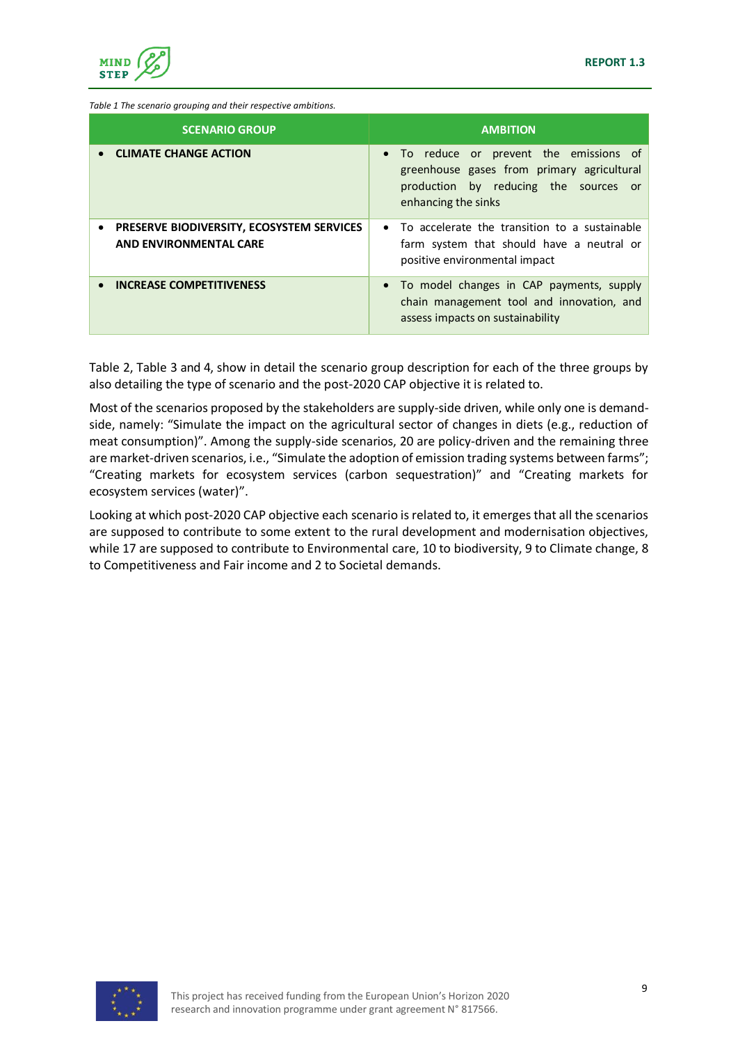*Table 1 The scenario grouping and their respective ambitions.*

| SCENARIO GROUP | AMBITION |
|---|---|
| • **CLIMATE CHANGE ACTION** | • To reduce or prevent the emissions of greenhouse gases from primary agricultural production by reducing the sources or enhancing the sinks |
| • **PRESERVE BIODIVERSITY, ECOSYSTEM SERVICES AND ENVIRONMENTAL CARE** | • To accelerate the transition to a sustainable farm system that should have a neutral or positive environmental impact |
| • **INCREASE COMPETITIVENESS** | • To model changes in CAP payments, supply chain management tool and innovation, and assess impacts on sustainability |

Table 2, Table 3 and 4, show in detail the scenario group description for each of the three groups by also detailing the type of scenario and the post-2020 CAP objective it is related to.

Most of the scenarios proposed by the stakeholders are supply-side driven, while only one is demand-side, namely: "Simulate the impact on the agricultural sector of changes in diets (e.g., reduction of meat consumption)". Among the supply-side scenarios, 20 are policy-driven and the remaining three are market-driven scenarios, i.e., "Simulate the adoption of emission trading systems between farms"; "Creating markets for ecosystem services (carbon sequestration)" and "Creating markets for ecosystem services (water)".

Looking at which post-2020 CAP objective each scenario is related to, it emerges that all the scenarios are supposed to contribute to some extent to the rural development and modernisation objectives, while 17 are supposed to contribute to Environmental care, 10 to biodiversity, 9 to Climate change, 8 to Competitiveness and Fair income and 2 to Societal demands.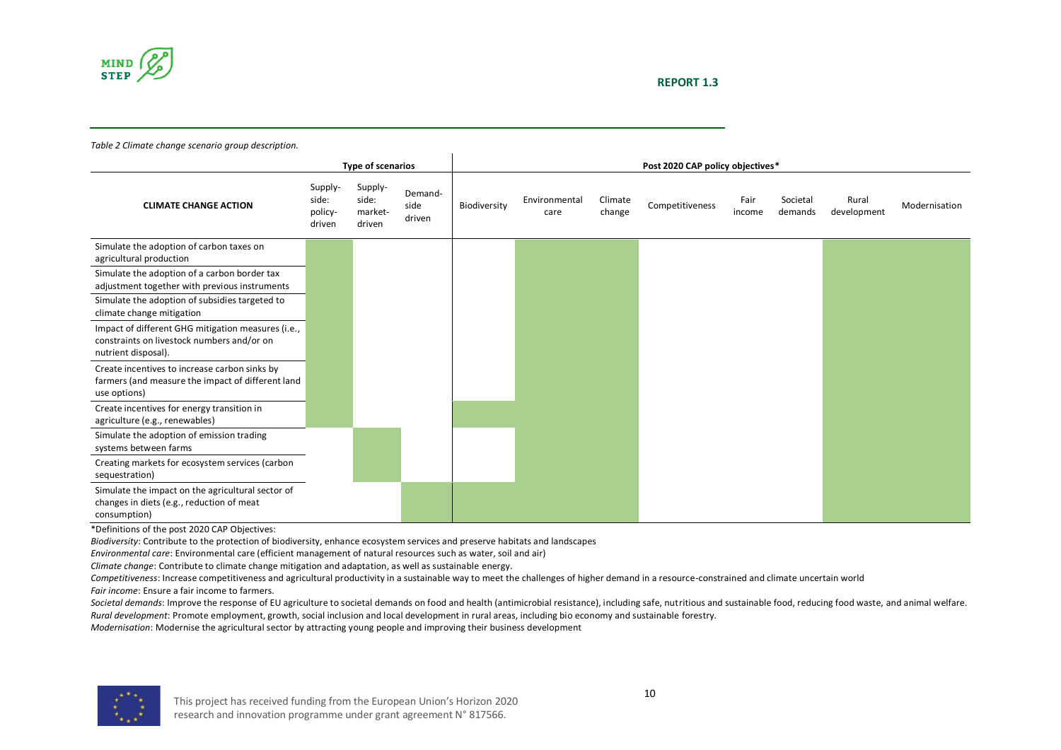*Table 2 Climate change scenario group description.*

| CLIMATE CHANGE ACTION | Type of scenarios | | | Post 2020 CAP policy objectives* | | | | | | | |
|---|---|---|---|---|---|---|---|---|---|---|---|
| | Supply-side: policy-driven | Supply-side: market-driven | Demand-side driven | Biodiversity | Environmental care | Climate change | Competitiveness | Fair income | Societal demands | Rural development | Modernisation |
| Simulate the adoption of carbon taxes on agricultural production | X | | | | X | X | | | | X | X |
| Simulate the adoption of a carbon border tax adjustment together with previous instruments | X | | | | X | X | | | | X | X |
| Simulate the adoption of subsidies targeted to climate change mitigation | X | | | | X | X | | | | X | X |
| Impact of different GHG mitigation measures (i.e., constraints on livestock numbers and/or on nutrient disposal). | X | | | | X | X | | | | X | X |
| Create incentives to increase carbon sinks by farmers (and measure the impact of different land use options) | X | | | | X | X | | | | X | X |
| Create incentives for energy transition in agriculture (e.g., renewables) | X | | | X | X | X | | | | X | X |
| Simulate the adoption of emission trading systems between farms | | X | | | X | X | | | | X | X |
| Creating markets for ecosystem services (carbon sequestration) | | X | | | X | X | | | | X | X |
| Simulate the impact on the agricultural sector of changes in diets (e.g., reduction of meat consumption) | | | X | X | X | X | | | | X | X |

*Definitions of the post 2020 CAP Objectives:

*Biodiversity*: Contribute to the protection of biodiversity, enhance ecosystem services and preserve habitats and landscapes

*Environmental care*: Environmental care (efficient management of natural resources such as water, soil and air)

*Climate change*: Contribute to climate change mitigation and adaptation, as well as sustainable energy.

*Competitiveness*: Increase competitiveness and agricultural productivity in a sustainable way to meet the challenges of higher demand in a resource-constrained and climate uncertain world

*Fair income*: Ensure a fair income to farmers.

*Societal demands*: Improve the response of EU agriculture to societal demands on food and health (antimicrobial resistance), including safe, nutritious and sustainable food, reducing food waste, and animal welfare.

*Rural development*: Promote employment, growth, social inclusion and local development in rural areas, including bio economy and sustainable forestry.

*Modernisation*: Modernise the agricultural sector by attracting young people and improving their business development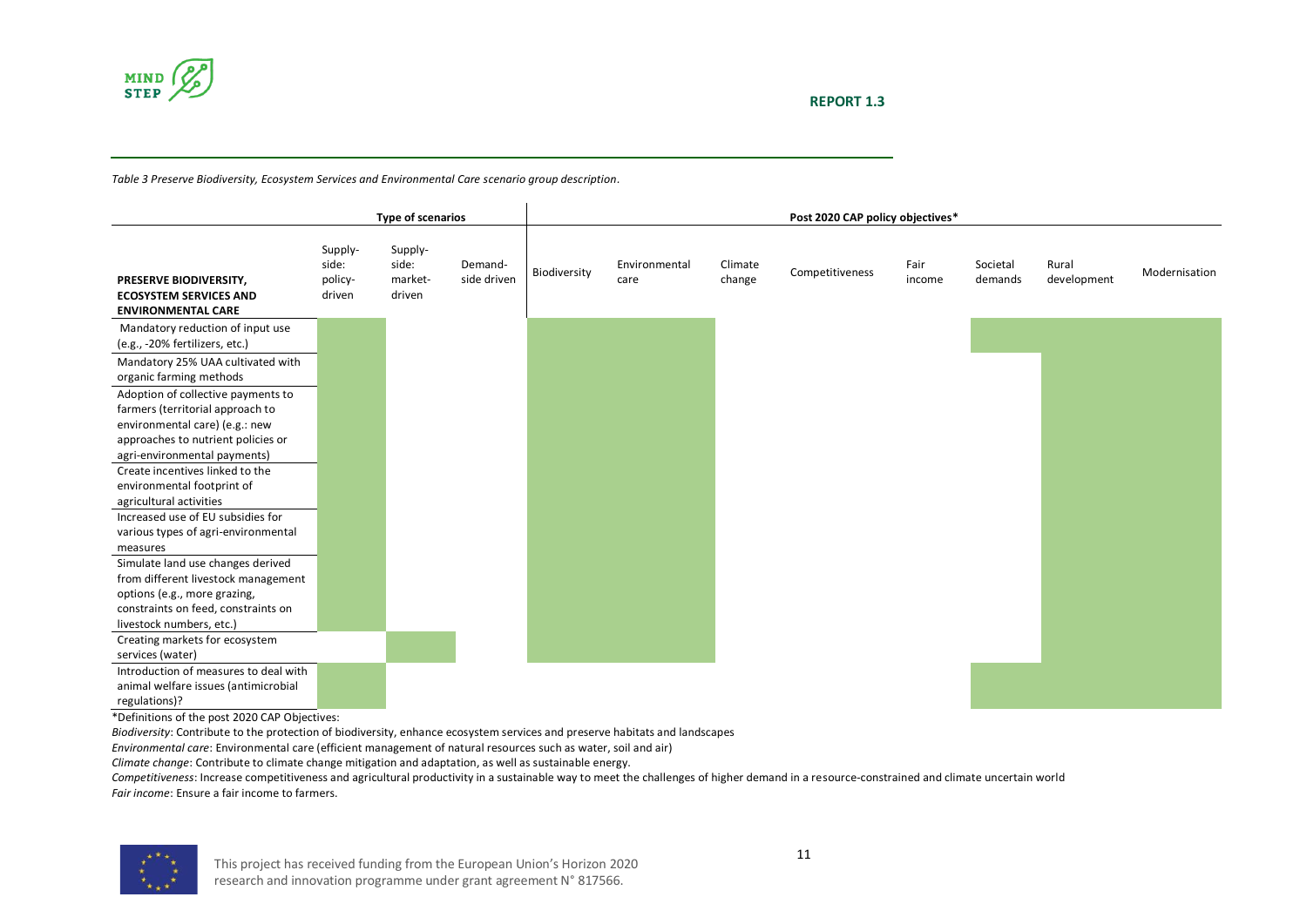*Table 3 Preserve Biodiversity, Ecosystem Services and Environmental Care scenario group description.*

| PRESERVE BIODIVERSITY, ECOSYSTEM SERVICES AND ENVIRONMENTAL CARE | Type of scenarios | | | Post 2020 CAP policy objectives* | | | | | | | |
|---|---|---|---|---|---|---|---|---|---|---|---|
| | Supply-side: policy-driven | Supply-side: market-driven | Demand-side driven | Biodiversity | Environmental care | Climate change | Competitiveness | Fair income | Societal demands | Rural development | Modernisation |
| Mandatory reduction of input use (e.g., -20% fertilizers, etc.) | X | | | X | X | | | | X | X | X |
| Mandatory 25% UAA cultivated with organic farming methods | X | | | X | X | | | | | X | X |
| Adoption of collective payments to farmers (territorial approach to environmental care) (e.g.: new approaches to nutrient policies or agri-environmental payments) | X | | | X | X | | | | | X | X |
| Create incentives linked to the environmental footprint of agricultural activities | X | | | X | X | | | | | X | X |
| Increased use of EU subsidies for various types of agri-environmental measures | X | | | X | X | | | | | X | X |
| Simulate land use changes derived from different livestock management options (e.g., more grazing, constraints on feed, constraints on livestock numbers, etc.) | X | | | X | X | | | | | X | X |
| Creating markets for ecosystem services (water) | | X | | X | X | | | | | X | X |
| Introduction of measures to deal with animal welfare issues (antimicrobial regulations)? | X | | | | | | | | X | X | X |

*Definitions of the post 2020 CAP Objectives:

*Biodiversity*: Contribute to the protection of biodiversity, enhance ecosystem services and preserve habitats and landscapes

*Environmental care*: Environmental care (efficient management of natural resources such as water, soil and air)

*Climate change*: Contribute to climate change mitigation and adaptation, as well as sustainable energy.

*Competitiveness*: Increase competitiveness and agricultural productivity in a sustainable way to meet the challenges of higher demand in a resource-constrained and climate uncertain world

*Fair income*: Ensure a fair income to farmers.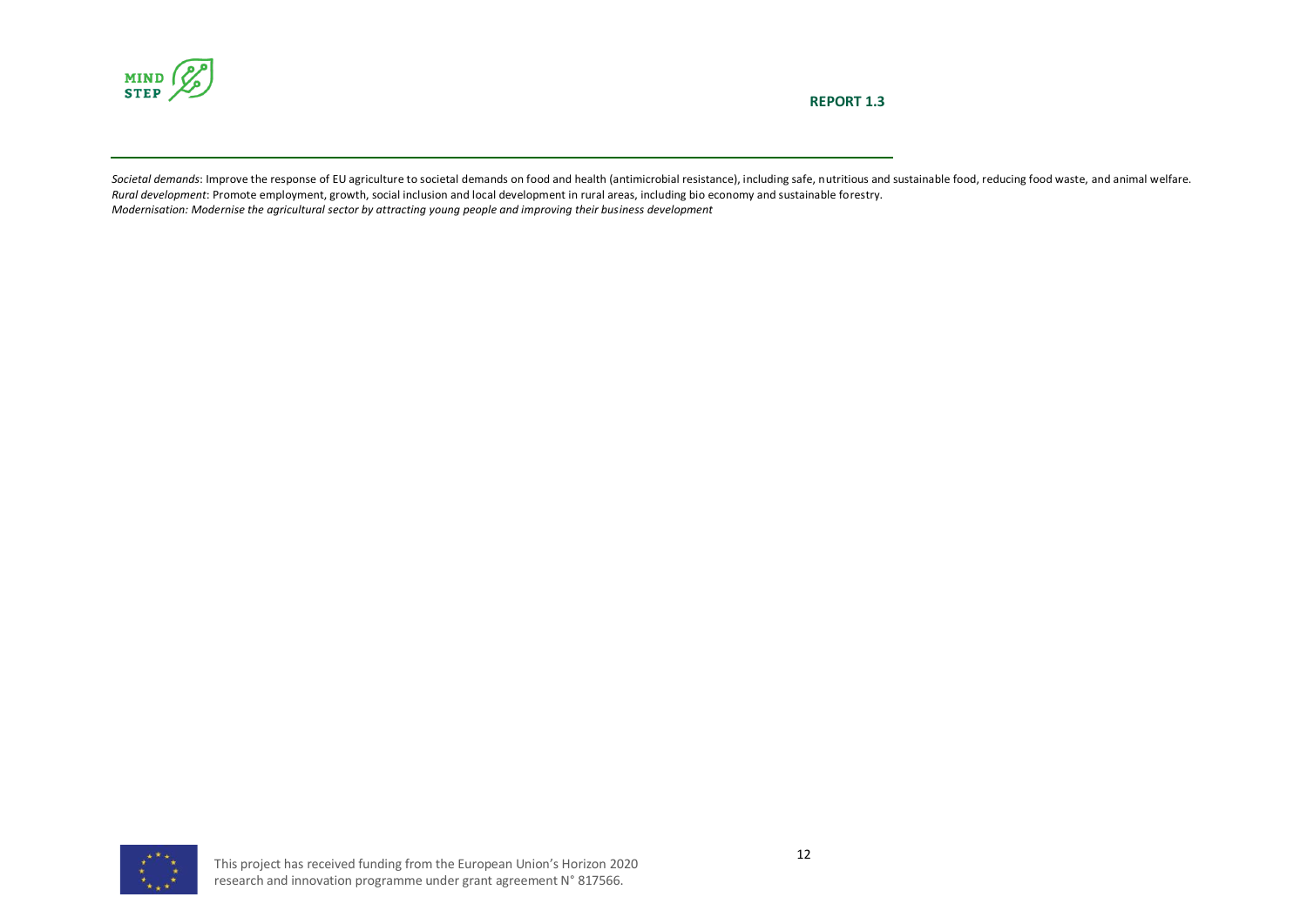*Societal demands*: Improve the response of EU agriculture to societal demands on food and health (antimicrobial resistance), including safe, nutritious and sustainable food, reducing food waste, and animal welfare.
*Rural development*: Promote employment, growth, social inclusion and local development in rural areas, including bio economy and sustainable forestry.
*Modernisation: Modernise the agricultural sector by attracting young people and improving their business development*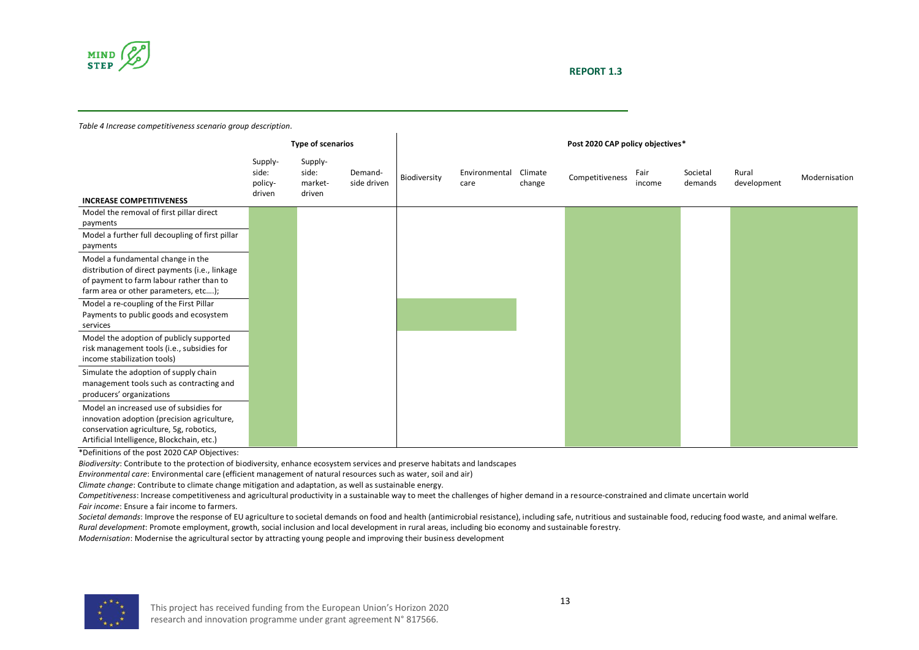*Table 4 Increase competitiveness scenario group description.*

| INCREASE COMPETITIVENESS | Type of scenarios | | | Post 2020 CAP policy objectives* | | | | | | | |
|---|---|---|---|---|---|---|---|---|---|---|---|
| | Supply-side: policy-driven | Supply-side: market-driven | Demand-side driven | Biodiversity | Environmental care | Climate change | Competitiveness | Fair income | Societal demands | Rural development | Modernisation |
| Model the removal of first pillar direct payments | X | | | | | | X | X | | X | X |
| Model a further full decoupling of first pillar payments | X | | | | | | X | X | | X | X |
| Model a fundamental change in the distribution of direct payments (i.e., linkage of payment to farm labour rather than to farm area or other parameters, etc….); | X | | | | | | X | X | | X | X |
| Model a re-coupling of the First Pillar Payments to public goods and ecosystem services | X | | | X | X | | X | X | | X | X |
| Model the adoption of publicly supported risk management tools (i.e., subsidies for income stabilization tools) | X | | | | | | X | X | | X | X |
| Simulate the adoption of supply chain management tools such as contracting and producers' organizations | X | | | | | | X | X | | X | X |
| Model an increased use of subsidies for innovation adoption (precision agriculture, conservation agriculture, 5g, robotics, Artificial Intelligence, Blockchain, etc.) | X | | | | | | X | X | | X | X |

*Definitions of the post 2020 CAP Objectives:

*Biodiversity*: Contribute to the protection of biodiversity, enhance ecosystem services and preserve habitats and landscapes

*Environmental care*: Environmental care (efficient management of natural resources such as water, soil and air)

*Climate change*: Contribute to climate change mitigation and adaptation, as well as sustainable energy.

*Competitiveness*: Increase competitiveness and agricultural productivity in a sustainable way to meet the challenges of higher demand in a resource-constrained and climate uncertain world

*Fair income*: Ensure a fair income to farmers.

*Societal demands*: Improve the response of EU agriculture to societal demands on food and health (antimicrobial resistance), including safe, nutritious and sustainable food, reducing food waste, and animal welfare.

*Rural development*: Promote employment, growth, social inclusion and local development in rural areas, including bio economy and sustainable forestry.

*Modernisation*: Modernise the agricultural sector by attracting young people and improving their business development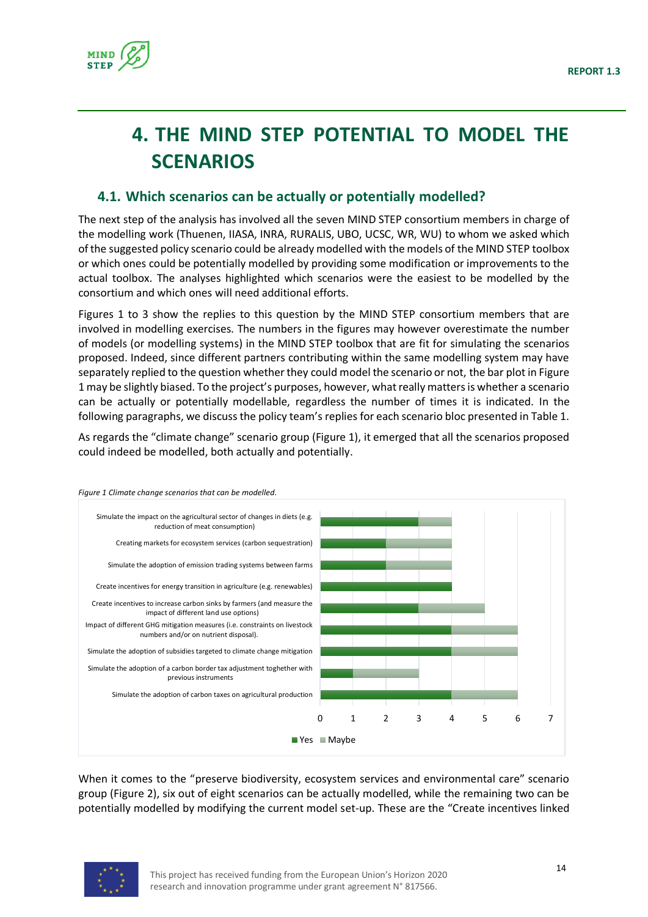# 4. THE MIND STEP POTENTIAL TO MODEL THE SCENARIOS

## 4.1. Which scenarios can be actually or potentially modelled?

The next step of the analysis has involved all the seven MIND STEP consortium members in charge of the modelling work (Thuenen, IIASA, INRA, RURALIS, UBO, UCSC, WR, WU) to whom we asked which of the suggested policy scenario could be already modelled with the models of the MIND STEP toolbox or which ones could be potentially modelled by providing some modification or improvements to the actual toolbox. The analyses highlighted which scenarios were the easiest to be modelled by the consortium and which ones will need additional efforts.

Figures 1 to 3 show the replies to this question by the MIND STEP consortium members that are involved in modelling exercises. The numbers in the figures may however overestimate the number of models (or modelling systems) in the MIND STEP toolbox that are fit for simulating the scenarios proposed. Indeed, since different partners contributing within the same modelling system may have separately replied to the question whether they could model the scenario or not, the bar plot in Figure 1 may be slightly biased. To the project's purposes, however, what really matters is whether a scenario can be actually or potentially modellable, regardless the number of times it is indicated. In the following paragraphs, we discuss the policy team's replies for each scenario bloc presented in Table 1.

As regards the "climate change" scenario group (Figure 1), it emerged that all the scenarios proposed could indeed be modelled, both actually and potentially.

*Figure 1 Climate change scenarios that can be modelled.*

| Scenario | Yes | Maybe |
|---|---|---|
| Simulate the impact on the agricultural sector of changes in diets (e.g. reduction of meat consumption) | 3 | 1 |
| Creating markets for ecosystem services (carbon sequestration) | 2 | 2 |
| Simulate the adoption of emission trading systems between farms | 2 | 2 |
| Create incentives for energy transition in agriculture (e.g. renewables) | 4 | 0 |
| Create incentives to increase carbon sinks by farmers (and measure the impact of different land use options) | 3 | 2 |
| Impact of different GHG mitigation measures (i.e. constraints on livestock numbers and/or on nutrient disposal). | 4 | 2 |
| Simulate the adoption of subsidies targeted to climate change mitigation | 4 | 2 |
| Simulate the adoption of a carbon border tax adjustment toghether with previous instruments | 1 | 2 |
| Simulate the adoption of carbon taxes on agricultural production | 4 | 2 |

When it comes to the "preserve biodiversity, ecosystem services and environmental care" scenario group (Figure 2), six out of eight scenarios can be actually modelled, while the remaining two can be potentially modelled by modifying the current model set-up. These are the "Create incentives linked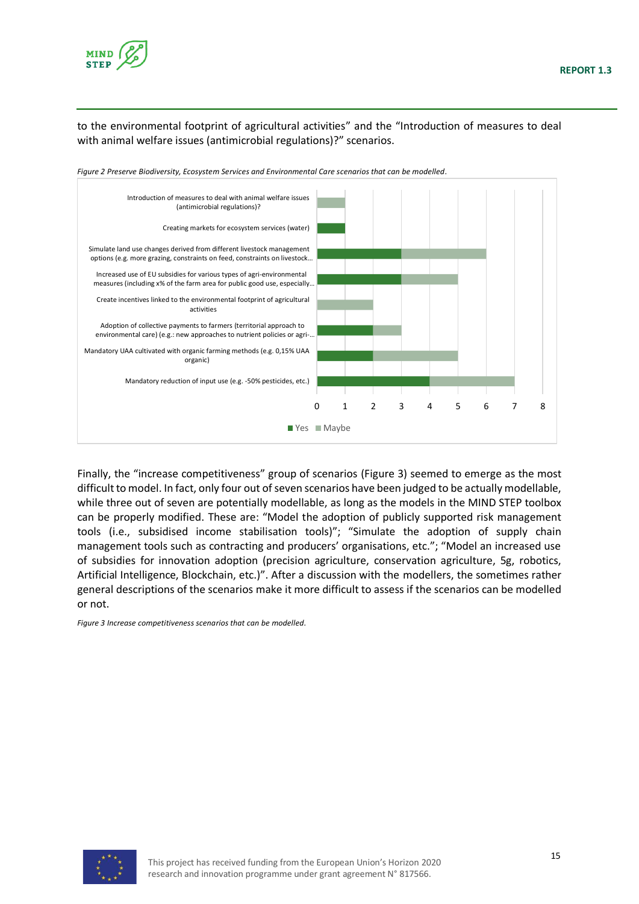to the environmental footprint of agricultural activities" and the "Introduction of measures to deal with animal welfare issues (antimicrobial regulations)?" scenarios.

*Figure 2 Preserve Biodiversity, Ecosystem Services and Environmental Care scenarios that can be modelled.*

| Scenario | Yes | Maybe |
|---|---|---|
| Introduction of measures to deal with animal welfare issues (antimicrobial regulations)? | 0 | 1 |
| Creating markets for ecosystem services (water) | 1 | 0 |
| Simulate land use changes derived from different livestock management options (e.g. more grazing, constraints on feed, constraints on livestock… | 3 | 3 |
| Increased use of EU subsidies for various types of agri-environmental measures (including x% of the farm area for public good use, especially… | 3 | 2 |
| Create incentives linked to the environmental footprint of agricultural activities | 0 | 2 |
| Adoption of collective payments to farmers (territorial approach to environmental care) (e.g.: new approaches to nutrient policies or agri-… | 2 | 1 |
| Mandatory UAA cultivated with organic farming methods (e.g. 0,15% UAA organic) | 2 | 3 |
| Mandatory reduction of input use (e.g. -50% pesticides, etc.) | 4 | 3 |

Finally, the "increase competitiveness" group of scenarios (Figure 3) seemed to emerge as the most difficult to model. In fact, only four out of seven scenarios have been judged to be actually modellable, while three out of seven are potentially modellable, as long as the models in the MIND STEP toolbox can be properly modified. These are: "Model the adoption of publicly supported risk management tools (i.e., subsidised income stabilisation tools)"; "Simulate the adoption of supply chain management tools such as contracting and producers' organisations, etc."; "Model an increased use of subsidies for innovation adoption (precision agriculture, conservation agriculture, 5g, robotics, Artificial Intelligence, Blockchain, etc.)". After a discussion with the modellers, the sometimes rather general descriptions of the scenarios make it more difficult to assess if the scenarios can be modelled or not.

*Figure 3 Increase competitiveness scenarios that can be modelled.*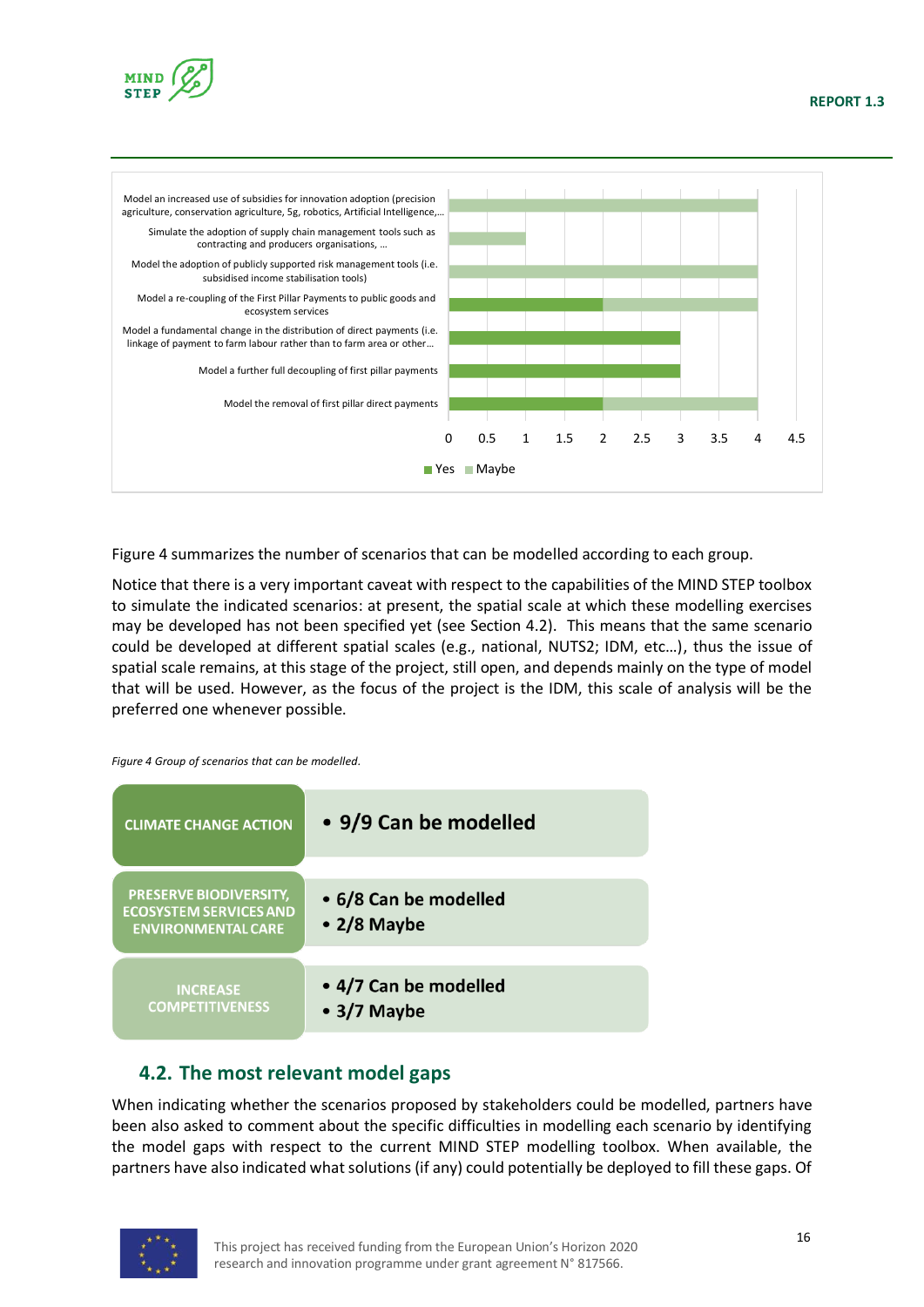| Scenario | Yes | Maybe |
|---|---|---|
| Model an increased use of subsidies for innovation adoption (precision agriculture, conservation agriculture, 5g, robotics, Artificial Intelligence,… | 0 | 4 |
| Simulate the adoption of supply chain management tools such as contracting and producers organisations, … | 0 | 1 |
| Model the adoption of publicly supported risk management tools (i.e. subsidised income stabilisation tools) | 0 | 4 |
| Model a re-coupling of the First Pillar Payments to public goods and ecosystem services | 2 | 2 |
| Model a fundamental change in the distribution of direct payments (i.e. linkage of payment to farm labour rather than to farm area or other… | 3 | 0 |
| Model a further full decoupling of first pillar payments | 3 | 0 |
| Model the removal of first pillar direct payments | 2 | 2 |

Figure 4 summarizes the number of scenarios that can be modelled according to each group.

Notice that there is a very important caveat with respect to the capabilities of the MIND STEP toolbox to simulate the indicated scenarios: at present, the spatial scale at which these modelling exercises may be developed has not been specified yet (see Section 4.2). This means that the same scenario could be developed at different spatial scales (e.g., national, NUTS2; IDM, etc…), thus the issue of spatial scale remains, at this stage of the project, still open, and depends mainly on the type of model that will be used. However, as the focus of the project is the IDM, this scale of analysis will be the preferred one whenever possible.

*Figure 4 Group of scenarios that can be modelled.*

| Group | Scenarios |
|---|---|
| CLIMATE CHANGE ACTION | • 9/9 Can be modelled |
| PRESERVE BIODIVERSITY, ECOSYSTEM SERVICES AND ENVIRONMENTAL CARE | • 6/8 Can be modelled<br>• 2/8 Maybe |
| INCREASE COMPETITIVENESS | • 4/7 Can be modelled<br>• 3/7 Maybe |

## 4.2. The most relevant model gaps

When indicating whether the scenarios proposed by stakeholders could be modelled, partners have been also asked to comment about the specific difficulties in modelling each scenario by identifying the model gaps with respect to the current MIND STEP modelling toolbox. When available, the partners have also indicated what solutions (if any) could potentially be deployed to fill these gaps. Of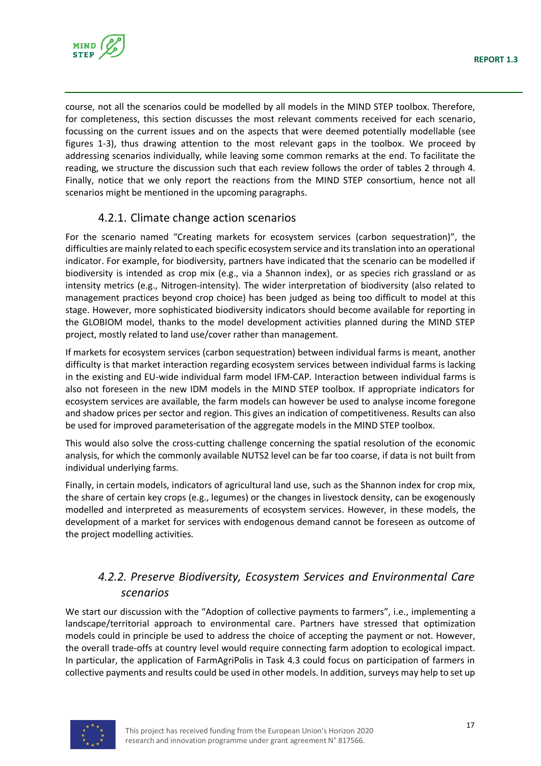course, not all the scenarios could be modelled by all models in the MIND STEP toolbox. Therefore, for completeness, this section discusses the most relevant comments received for each scenario, focussing on the current issues and on the aspects that were deemed potentially modellable (see figures 1-3), thus drawing attention to the most relevant gaps in the toolbox. We proceed by addressing scenarios individually, while leaving some common remarks at the end. To facilitate the reading, we structure the discussion such that each review follows the order of tables 2 through 4. Finally, notice that we only report the reactions from the MIND STEP consortium, hence not all scenarios might be mentioned in the upcoming paragraphs.

### 4.2.1. Climate change action scenarios

For the scenario named "Creating markets for ecosystem services (carbon sequestration)", the difficulties are mainly related to each specific ecosystem service and its translation into an operational indicator. For example, for biodiversity, partners have indicated that the scenario can be modelled if biodiversity is intended as crop mix (e.g., via a Shannon index), or as species rich grassland or as intensity metrics (e.g., Nitrogen-intensity). The wider interpretation of biodiversity (also related to management practices beyond crop choice) has been judged as being too difficult to model at this stage. However, more sophisticated biodiversity indicators should become available for reporting in the GLOBIOM model, thanks to the model development activities planned during the MIND STEP project, mostly related to land use/cover rather than management.

If markets for ecosystem services (carbon sequestration) between individual farms is meant, another difficulty is that market interaction regarding ecosystem services between individual farms is lacking in the existing and EU-wide individual farm model IFM-CAP. Interaction between individual farms is also not foreseen in the new IDM models in the MIND STEP toolbox. If appropriate indicators for ecosystem services are available, the farm models can however be used to analyse income foregone and shadow prices per sector and region. This gives an indication of competitiveness. Results can also be used for improved parameterisation of the aggregate models in the MIND STEP toolbox.

This would also solve the cross-cutting challenge concerning the spatial resolution of the economic analysis, for which the commonly available NUTS2 level can be far too coarse, if data is not built from individual underlying farms.

Finally, in certain models, indicators of agricultural land use, such as the Shannon index for crop mix, the share of certain key crops (e.g., legumes) or the changes in livestock density, can be exogenously modelled and interpreted as measurements of ecosystem services. However, in these models, the development of a market for services with endogenous demand cannot be foreseen as outcome of the project modelling activities.

### *4.2.2. Preserve Biodiversity, Ecosystem Services and Environmental Care scenarios*

We start our discussion with the "Adoption of collective payments to farmers", i.e., implementing a landscape/territorial approach to environmental care. Partners have stressed that optimization models could in principle be used to address the choice of accepting the payment or not. However, the overall trade-offs at country level would require connecting farm adoption to ecological impact. In particular, the application of FarmAgriPolis in Task 4.3 could focus on participation of farmers in collective payments and results could be used in other models. In addition, surveys may help to set up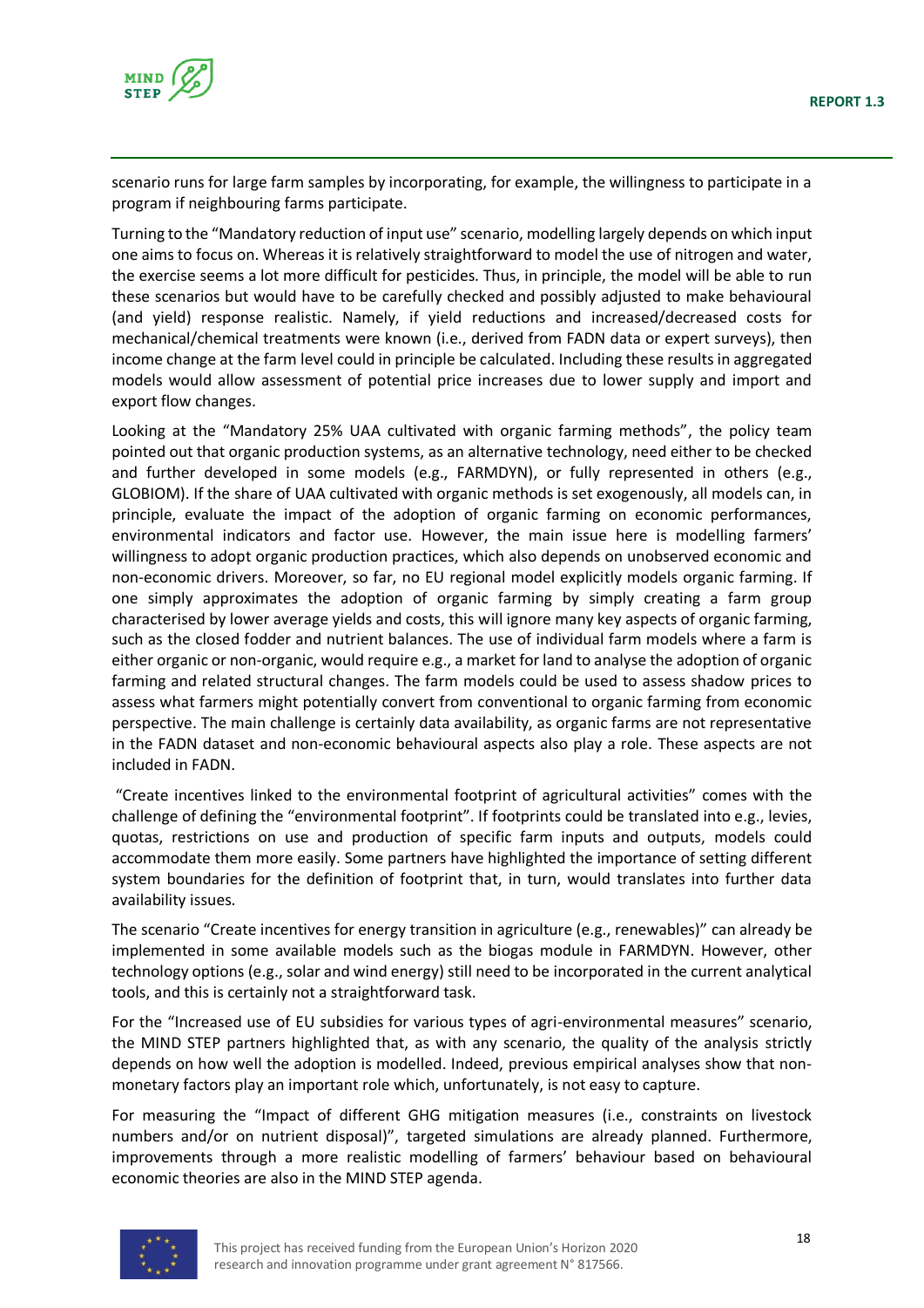scenario runs for large farm samples by incorporating, for example, the willingness to participate in a program if neighbouring farms participate.

Turning to the "Mandatory reduction of input use" scenario, modelling largely depends on which input one aims to focus on. Whereas it is relatively straightforward to model the use of nitrogen and water, the exercise seems a lot more difficult for pesticides. Thus, in principle, the model will be able to run these scenarios but would have to be carefully checked and possibly adjusted to make behavioural (and yield) response realistic. Namely, if yield reductions and increased/decreased costs for mechanical/chemical treatments were known (i.e., derived from FADN data or expert surveys), then income change at the farm level could in principle be calculated. Including these results in aggregated models would allow assessment of potential price increases due to lower supply and import and export flow changes.

Looking at the "Mandatory 25% UAA cultivated with organic farming methods", the policy team pointed out that organic production systems, as an alternative technology, need either to be checked and further developed in some models (e.g., FARMDYN), or fully represented in others (e.g., GLOBIOM). If the share of UAA cultivated with organic methods is set exogenously, all models can, in principle, evaluate the impact of the adoption of organic farming on economic performances, environmental indicators and factor use. However, the main issue here is modelling farmers' willingness to adopt organic production practices, which also depends on unobserved economic and non-economic drivers. Moreover, so far, no EU regional model explicitly models organic farming. If one simply approximates the adoption of organic farming by simply creating a farm group characterised by lower average yields and costs, this will ignore many key aspects of organic farming, such as the closed fodder and nutrient balances. The use of individual farm models where a farm is either organic or non-organic, would require e.g., a market for land to analyse the adoption of organic farming and related structural changes. The farm models could be used to assess shadow prices to assess what farmers might potentially convert from conventional to organic farming from economic perspective. The main challenge is certainly data availability, as organic farms are not representative in the FADN dataset and non-economic behavioural aspects also play a role. These aspects are not included in FADN.

"Create incentives linked to the environmental footprint of agricultural activities" comes with the challenge of defining the "environmental footprint". If footprints could be translated into e.g., levies, quotas, restrictions on use and production of specific farm inputs and outputs, models could accommodate them more easily. Some partners have highlighted the importance of setting different system boundaries for the definition of footprint that, in turn, would translates into further data availability issues.

The scenario "Create incentives for energy transition in agriculture (e.g., renewables)" can already be implemented in some available models such as the biogas module in FARMDYN. However, other technology options (e.g., solar and wind energy) still need to be incorporated in the current analytical tools, and this is certainly not a straightforward task.

For the "Increased use of EU subsidies for various types of agri-environmental measures" scenario, the MIND STEP partners highlighted that, as with any scenario, the quality of the analysis strictly depends on how well the adoption is modelled. Indeed, previous empirical analyses show that non-monetary factors play an important role which, unfortunately, is not easy to capture.

For measuring the "Impact of different GHG mitigation measures (i.e., constraints on livestock numbers and/or on nutrient disposal)", targeted simulations are already planned. Furthermore, improvements through a more realistic modelling of farmers' behaviour based on behavioural economic theories are also in the MIND STEP agenda.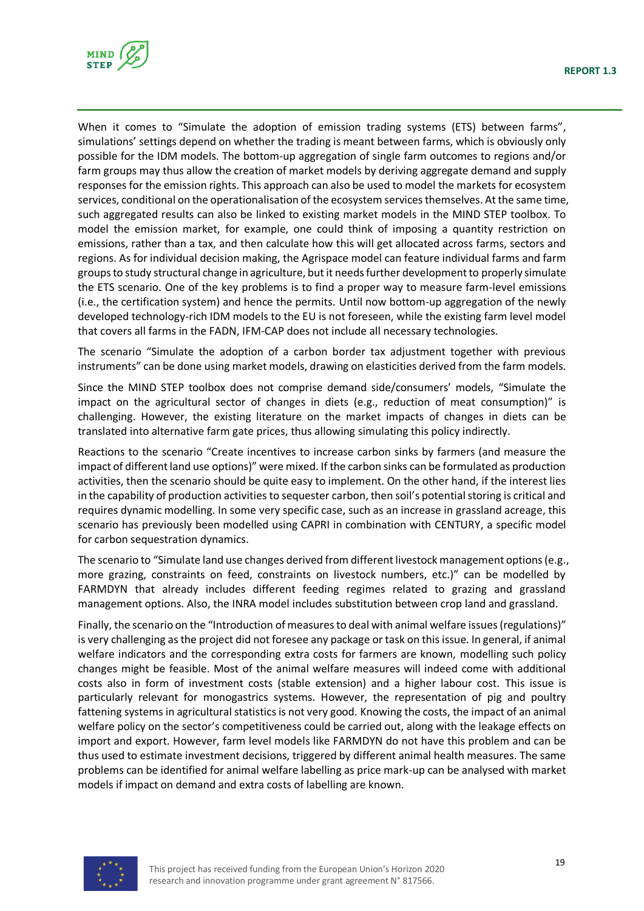When it comes to "Simulate the adoption of emission trading systems (ETS) between farms", simulations' settings depend on whether the trading is meant between farms, which is obviously only possible for the IDM models. The bottom-up aggregation of single farm outcomes to regions and/or farm groups may thus allow the creation of market models by deriving aggregate demand and supply responses for the emission rights. This approach can also be used to model the markets for ecosystem services, conditional on the operationalisation of the ecosystem services themselves. At the same time, such aggregated results can also be linked to existing market models in the MIND STEP toolbox. To model the emission market, for example, one could think of imposing a quantity restriction on emissions, rather than a tax, and then calculate how this will get allocated across farms, sectors and regions. As for individual decision making, the Agrispace model can feature individual farms and farm groups to study structural change in agriculture, but it needs further development to properly simulate the ETS scenario. One of the key problems is to find a proper way to measure farm-level emissions (i.e., the certification system) and hence the permits. Until now bottom-up aggregation of the newly developed technology-rich IDM models to the EU is not foreseen, while the existing farm level model that covers all farms in the FADN, IFM-CAP does not include all necessary technologies.

The scenario "Simulate the adoption of a carbon border tax adjustment together with previous instruments" can be done using market models, drawing on elasticities derived from the farm models.

Since the MIND STEP toolbox does not comprise demand side/consumers' models, "Simulate the impact on the agricultural sector of changes in diets (e.g., reduction of meat consumption)" is challenging. However, the existing literature on the market impacts of changes in diets can be translated into alternative farm gate prices, thus allowing simulating this policy indirectly.

Reactions to the scenario "Create incentives to increase carbon sinks by farmers (and measure the impact of different land use options)" were mixed. If the carbon sinks can be formulated as production activities, then the scenario should be quite easy to implement. On the other hand, if the interest lies in the capability of production activities to sequester carbon, then soil's potential storing is critical and requires dynamic modelling. In some very specific case, such as an increase in grassland acreage, this scenario has previously been modelled using CAPRI in combination with CENTURY, a specific model for carbon sequestration dynamics.

The scenario to "Simulate land use changes derived from different livestock management options (e.g., more grazing, constraints on feed, constraints on livestock numbers, etc.)" can be modelled by FARMDYN that already includes different feeding regimes related to grazing and grassland management options. Also, the INRA model includes substitution between crop land and grassland.

Finally, the scenario on the "Introduction of measures to deal with animal welfare issues (regulations)" is very challenging as the project did not foresee any package or task on this issue. In general, if animal welfare indicators and the corresponding extra costs for farmers are known, modelling such policy changes might be feasible. Most of the animal welfare measures will indeed come with additional costs also in form of investment costs (stable extension) and a higher labour cost. This issue is particularly relevant for monogastrics systems. However, the representation of pig and poultry fattening systems in agricultural statistics is not very good. Knowing the costs, the impact of an animal welfare policy on the sector's competitiveness could be carried out, along with the leakage effects on import and export. However, farm level models like FARMDYN do not have this problem and can be thus used to estimate investment decisions, triggered by different animal health measures. The same problems can be identified for animal welfare labelling as price mark-up can be analysed with market models if impact on demand and extra costs of labelling are known.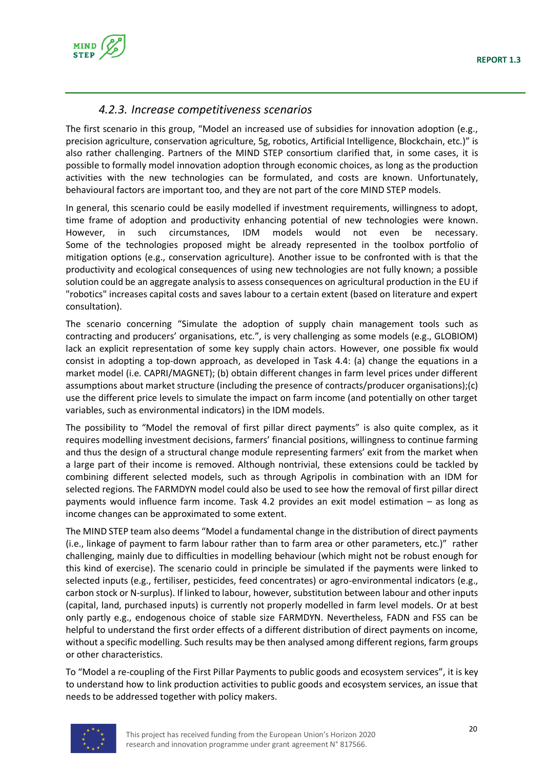### 4.2.3. Increase competitiveness scenarios

The first scenario in this group, "Model an increased use of subsidies for innovation adoption (e.g., precision agriculture, conservation agriculture, 5g, robotics, Artificial Intelligence, Blockchain, etc.)" is also rather challenging. Partners of the MIND STEP consortium clarified that, in some cases, it is possible to formally model innovation adoption through economic choices, as long as the production activities with the new technologies can be formulated, and costs are known. Unfortunately, behavioural factors are important too, and they are not part of the core MIND STEP models.

In general, this scenario could be easily modelled if investment requirements, willingness to adopt, time frame of adoption and productivity enhancing potential of new technologies were known. However, in such circumstances, IDM models would not even be necessary. Some of the technologies proposed might be already represented in the toolbox portfolio of mitigation options (e.g., conservation agriculture). Another issue to be confronted with is that the productivity and ecological consequences of using new technologies are not fully known; a possible solution could be an aggregate analysis to assess consequences on agricultural production in the EU if "robotics" increases capital costs and saves labour to a certain extent (based on literature and expert consultation).

The scenario concerning "Simulate the adoption of supply chain management tools such as contracting and producers' organisations, etc.", is very challenging as some models (e.g., GLOBIOM) lack an explicit representation of some key supply chain actors. However, one possible fix would consist in adopting a top-down approach, as developed in Task 4.4: (a) change the equations in a market model (i.e. CAPRI/MAGNET); (b) obtain different changes in farm level prices under different assumptions about market structure (including the presence of contracts/producer organisations);(c) use the different price levels to simulate the impact on farm income (and potentially on other target variables, such as environmental indicators) in the IDM models.

The possibility to "Model the removal of first pillar direct payments" is also quite complex, as it requires modelling investment decisions, farmers' financial positions, willingness to continue farming and thus the design of a structural change module representing farmers' exit from the market when a large part of their income is removed. Although nontrivial, these extensions could be tackled by combining different selected models, such as through Agripolis in combination with an IDM for selected regions. The FARMDYN model could also be used to see how the removal of first pillar direct payments would influence farm income. Task 4.2 provides an exit model estimation – as long as income changes can be approximated to some extent.

The MIND STEP team also deems "Model a fundamental change in the distribution of direct payments (i.e., linkage of payment to farm labour rather than to farm area or other parameters, etc.)" rather challenging, mainly due to difficulties in modelling behaviour (which might not be robust enough for this kind of exercise). The scenario could in principle be simulated if the payments were linked to selected inputs (e.g., fertiliser, pesticides, feed concentrates) or agro-environmental indicators (e.g., carbon stock or N-surplus). If linked to labour, however, substitution between labour and other inputs (capital, land, purchased inputs) is currently not properly modelled in farm level models. Or at best only partly e.g., endogenous choice of stable size FARMDYN. Nevertheless, FADN and FSS can be helpful to understand the first order effects of a different distribution of direct payments on income, without a specific modelling. Such results may be then analysed among different regions, farm groups or other characteristics.

To "Model a re-coupling of the First Pillar Payments to public goods and ecosystem services", it is key to understand how to link production activities to public goods and ecosystem services, an issue that needs to be addressed together with policy makers.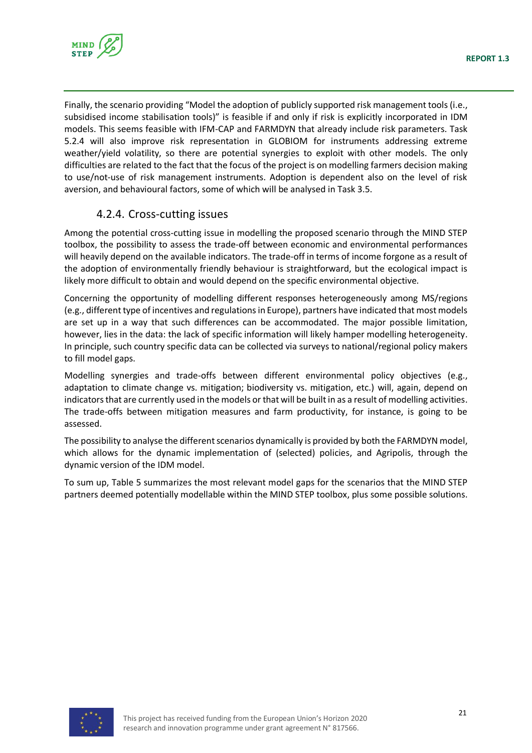Finally, the scenario providing "Model the adoption of publicly supported risk management tools (i.e., subsidised income stabilisation tools)" is feasible if and only if risk is explicitly incorporated in IDM models. This seems feasible with IFM-CAP and FARMDYN that already include risk parameters. Task 5.2.4 will also improve risk representation in GLOBIOM for instruments addressing extreme weather/yield volatility, so there are potential synergies to exploit with other models. The only difficulties are related to the fact that the focus of the project is on modelling farmers decision making to use/not-use of risk management instruments. Adoption is dependent also on the level of risk aversion, and behavioural factors, some of which will be analysed in Task 3.5.

### 4.2.4. Cross-cutting issues

Among the potential cross-cutting issue in modelling the proposed scenario through the MIND STEP toolbox, the possibility to assess the trade-off between economic and environmental performances will heavily depend on the available indicators. The trade-off in terms of income forgone as a result of the adoption of environmentally friendly behaviour is straightforward, but the ecological impact is likely more difficult to obtain and would depend on the specific environmental objective.

Concerning the opportunity of modelling different responses heterogeneously among MS/regions (e.g., different type of incentives and regulations in Europe), partners have indicated that most models are set up in a way that such differences can be accommodated. The major possible limitation, however, lies in the data: the lack of specific information will likely hamper modelling heterogeneity. In principle, such country specific data can be collected via surveys to national/regional policy makers to fill model gaps.

Modelling synergies and trade-offs between different environmental policy objectives (e.g., adaptation to climate change vs. mitigation; biodiversity vs. mitigation, etc.) will, again, depend on indicators that are currently used in the models or that will be built in as a result of modelling activities. The trade-offs between mitigation measures and farm productivity, for instance, is going to be assessed.

The possibility to analyse the different scenarios dynamically is provided by both the FARMDYN model, which allows for the dynamic implementation of (selected) policies, and Agripolis, through the dynamic version of the IDM model.

To sum up, Table 5 summarizes the most relevant model gaps for the scenarios that the MIND STEP partners deemed potentially modellable within the MIND STEP toolbox, plus some possible solutions.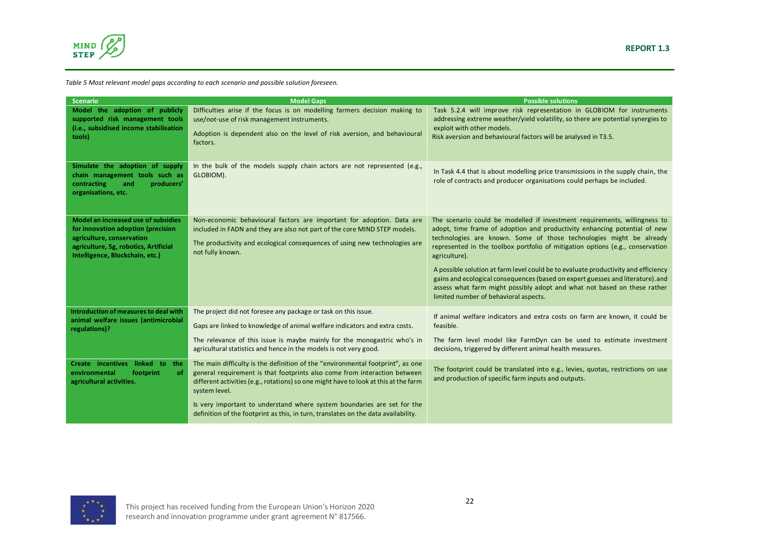*Table 5 Most relevant model gaps according to each scenario and possible solution foreseen.*

| Scenario | Model Gaps | Possible solutions |
|---|---|---|
| **Model the adoption of publicly supported risk management tools (i.e., subsidised income stabilisation tools)** | Difficulties arise if the focus is on modelling farmers decision making to use/not-use of risk management instruments.<br><br>Adoption is dependent also on the level of risk aversion, and behavioural factors. | Task 5.2.4 will improve risk representation in GLOBIOM for instruments addressing extreme weather/yield volatility, so there are potential synergies to exploit with other models.<br>Risk aversion and behavioural factors will be analysed in T3.5. |
| **Simulate the adoption of supply chain management tools such as contracting and producers' organisations, etc.** | In the bulk of the models supply chain actors are not represented (e.g., GLOBIOM). | In Task 4.4 that is about modelling price transmissions in the supply chain, the role of contracts and producer organisations could perhaps be included. |
| **Model an increased use of subsidies for innovation adoption (precision agriculture, conservation agriculture, 5g, robotics, Artificial Intelligence, Blockchain, etc.)** | Non-economic behavioural factors are important for adoption. Data are included in FADN and they are also not part of the core MIND STEP models.<br><br>The productivity and ecological consequences of using new technologies are not fully known. | The scenario could be modelled if investment requirements, willingness to adopt, time frame of adoption and productivity enhancing potential of new technologies are known. Some of those technologies might be already represented in the toolbox portfolio of mitigation options (e.g., conservation agriculture).<br><br>A possible solution at farm level could be to evaluate productivity and efficiency gains and ecological consequences (based on expert guesses and literature).and assess what farm might possibly adopt and what not based on these rather limited number of behavioral aspects. |
| **Introduction of measures to deal with animal welfare issues (antimicrobial regulations)?** | The project did not foresee any package or task on this issue.<br><br>Gaps are linked to knowledge of animal welfare indicators and extra costs.<br><br>The relevance of this issue is maybe mainly for the monogastric who's in agricultural statistics and hence in the models is not very good. | If animal welfare indicators and extra costs on farm are known, it could be feasible.<br><br>The farm level model like FarmDyn can be used to estimate investment decisions, triggered by different animal health measures. |
| **Create incentives linked to the environmental footprint of agricultural activities.** | The main difficulty is the definition of the "environmental footprint", as one general requirement is that footprints also come from interaction between different activities (e.g., rotations) so one might have to look at this at the farm system level.<br><br>Is very important to understand where system boundaries are set for the definition of the footprint as this, in turn, translates on the data availability. | The footprint could be translated into e.g., levies, quotas, restrictions on use and production of specific farm inputs and outputs. |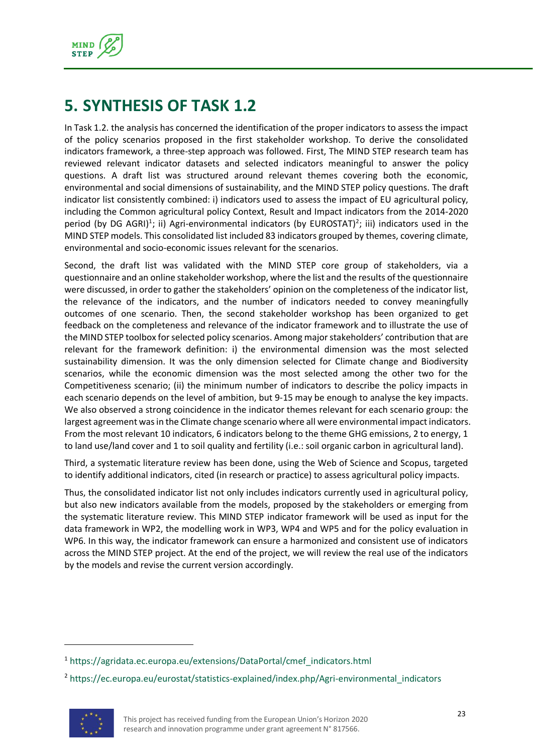# 5. SYNTHESIS OF TASK 1.2

In Task 1.2. the analysis has concerned the identification of the proper indicators to assess the impact of the policy scenarios proposed in the first stakeholder workshop. To derive the consolidated indicators framework, a three-step approach was followed. First, The MIND STEP research team has reviewed relevant indicator datasets and selected indicators meaningful to answer the policy questions. A draft list was structured around relevant themes covering both the economic, environmental and social dimensions of sustainability, and the MIND STEP policy questions. The draft indicator list consistently combined: i) indicators used to assess the impact of EU agricultural policy, including the Common agricultural policy Context, Result and Impact indicators from the 2014-2020 period (by DG AGRI)[1]; ii) Agri-environmental indicators (by EUROSTAT)[2]; iii) indicators used in the MIND STEP models. This consolidated list included 83 indicators grouped by themes, covering climate, environmental and socio-economic issues relevant for the scenarios.

Second, the draft list was validated with the MIND STEP core group of stakeholders, via a questionnaire and an online stakeholder workshop, where the list and the results of the questionnaire were discussed, in order to gather the stakeholders' opinion on the completeness of the indicator list, the relevance of the indicators, and the number of indicators needed to convey meaningfully outcomes of one scenario. Then, the second stakeholder workshop has been organized to get feedback on the completeness and relevance of the indicator framework and to illustrate the use of the MIND STEP toolbox for selected policy scenarios. Among major stakeholders' contribution that are relevant for the framework definition: i) the environmental dimension was the most selected sustainability dimension. It was the only dimension selected for Climate change and Biodiversity scenarios, while the economic dimension was the most selected among the other two for the Competitiveness scenario; (ii) the minimum number of indicators to describe the policy impacts in each scenario depends on the level of ambition, but 9-15 may be enough to analyse the key impacts. We also observed a strong coincidence in the indicator themes relevant for each scenario group: the largest agreement was in the Climate change scenario where all were environmental impact indicators. From the most relevant 10 indicators, 6 indicators belong to the theme GHG emissions, 2 to energy, 1 to land use/land cover and 1 to soil quality and fertility (i.e.: soil organic carbon in agricultural land).

Third, a systematic literature review has been done, using the Web of Science and Scopus, targeted to identify additional indicators, cited (in research or practice) to assess agricultural policy impacts.

Thus, the consolidated indicator list not only includes indicators currently used in agricultural policy, but also new indicators available from the models, proposed by the stakeholders or emerging from the systematic literature review. This MIND STEP indicator framework will be used as input for the data framework in WP2, the modelling work in WP3, WP4 and WP5 and for the policy evaluation in WP6. In this way, the indicator framework can ensure a harmonized and consistent use of indicators across the MIND STEP project. At the end of the project, we will review the real use of the indicators by the models and revise the current version accordingly.

---

[1] https://agridata.ec.europa.eu/extensions/DataPortal/cmef_indicators.html

[2] https://ec.europa.eu/eurostat/statistics-explained/index.php/Agri-environmental_indicators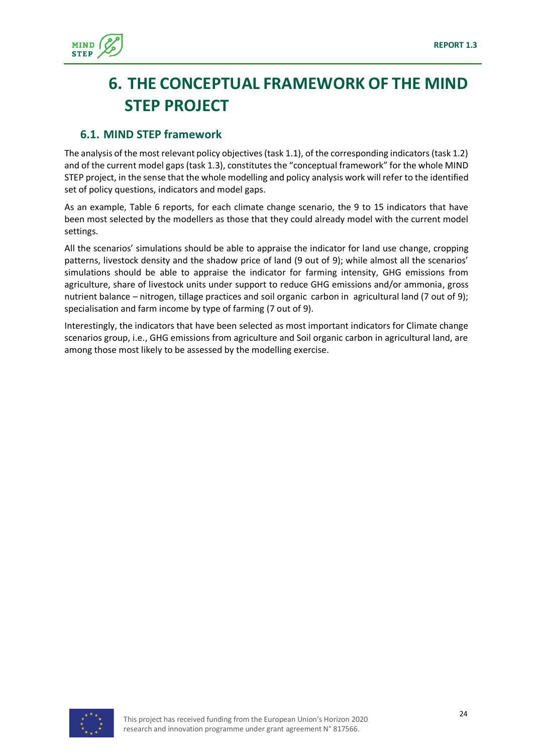# 6. THE CONCEPTUAL FRAMEWORK OF THE MIND STEP PROJECT

## 6.1. MIND STEP framework

The analysis of the most relevant policy objectives (task 1.1), of the corresponding indicators (task 1.2) and of the current model gaps (task 1.3), constitutes the "conceptual framework" for the whole MIND STEP project, in the sense that the whole modelling and policy analysis work will refer to the identified set of policy questions, indicators and model gaps.

As an example, Table 6 reports, for each climate change scenario, the 9 to 15 indicators that have been most selected by the modellers as those that they could already model with the current model settings.

All the scenarios' simulations should be able to appraise the indicator for land use change, cropping patterns, livestock density and the shadow price of land (9 out of 9); while almost all the scenarios' simulations should be able to appraise the indicator for farming intensity, GHG emissions from agriculture, share of livestock units under support to reduce GHG emissions and/or ammonia, gross nutrient balance – nitrogen, tillage practices and soil organic carbon in agricultural land (7 out of 9); specialisation and farm income by type of farming (7 out of 9).

Interestingly, the indicators that have been selected as most important indicators for Climate change scenarios group, i.e., GHG emissions from agriculture and Soil organic carbon in agricultural land, are among those most likely to be assessed by the modelling exercise.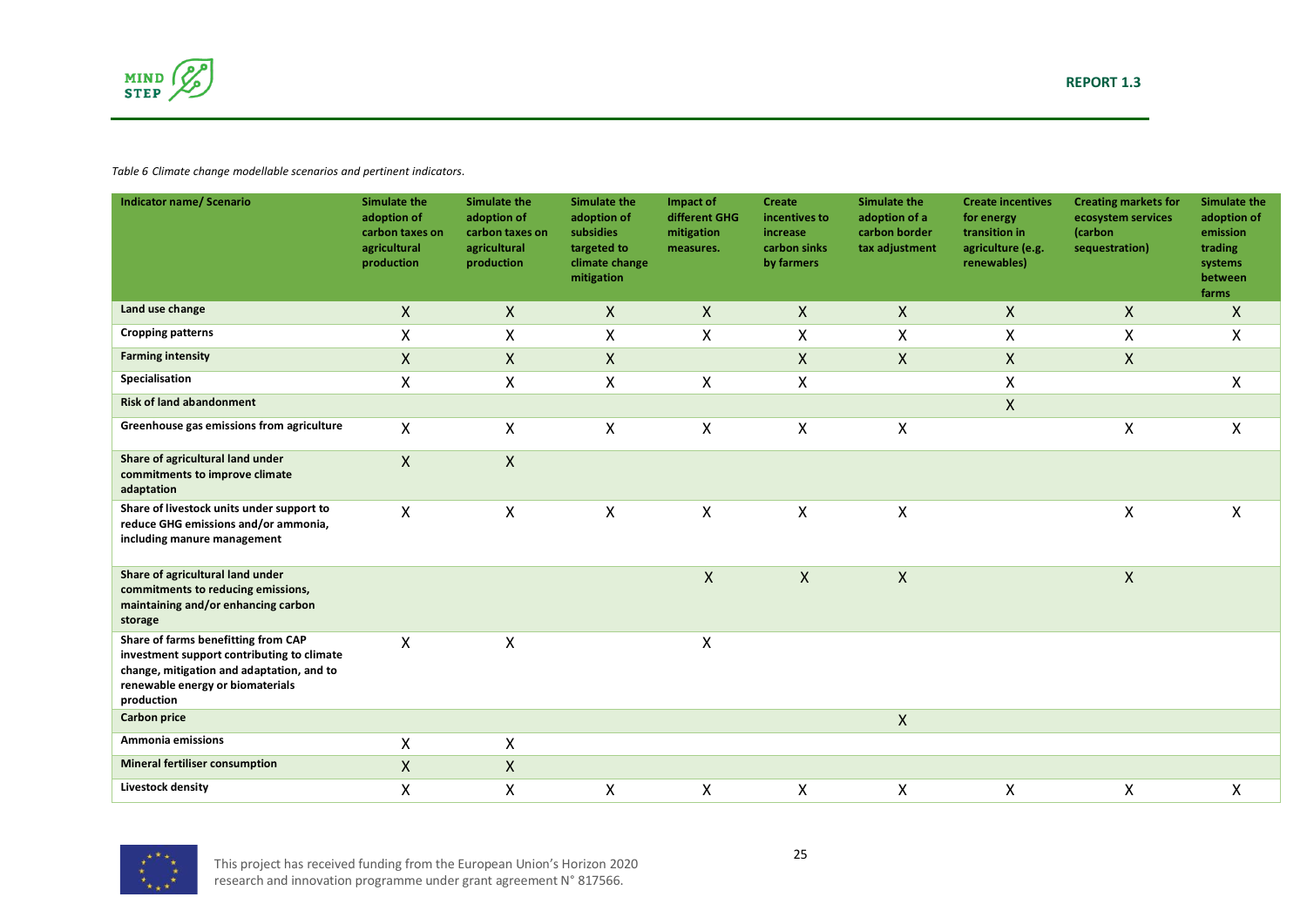*Table 6 Climate change modellable scenarios and pertinent indicators.*

| Indicator name/ Scenario | Simulate the adoption of carbon taxes on agricultural production | Simulate the adoption of carbon taxes on agricultural production | Simulate the adoption of subsidies targeted to climate change mitigation | Impact of different GHG mitigation measures. | Create incentives to increase carbon sinks by farmers | Simulate the adoption of a carbon border tax adjustment | Create incentives for energy transition in agriculture (e.g. renewables) | Creating markets for ecosystem services (carbon sequestration) | Simulate the adoption of emission trading systems between farms |
|---|---|---|---|---|---|---|---|---|---|
| Land use change | X | X | X | X | X | X | X | X | X |
| Cropping patterns | X | X | X | X | X | X | X | X | X |
| Farming intensity | X | X | X |  | X | X | X | X |  |
| Specialisation | X | X | X | X | X |  | X |  | X |
| Risk of land abandonment |  |  |  |  |  |  | X |  |  |
| Greenhouse gas emissions from agriculture | X | X | X | X | X | X |  | X | X |
| Share of agricultural land under commitments to improve climate adaptation | X | X |  |  |  |  |  |  |  |
| Share of livestock units under support to reduce GHG emissions and/or ammonia, including manure management | X | X | X | X | X | X |  | X | X |
| Share of agricultural land under commitments to reducing emissions, maintaining and/or enhancing carbon storage |  |  |  | X | X | X |  | X |  |
| Share of farms benefitting from CAP investment support contributing to climate change, mitigation and adaptation, and to renewable energy or biomaterials production | X | X |  | X |  |  |  |  |  |
| Carbon price |  |  |  |  |  | X |  |  |  |
| Ammonia emissions | X | X |  |  |  |  |  |  |  |
| Mineral fertiliser consumption | X | X |  |  |  |  |  |  |  |
| Livestock density | X | X | X | X | X | X | X | X | X |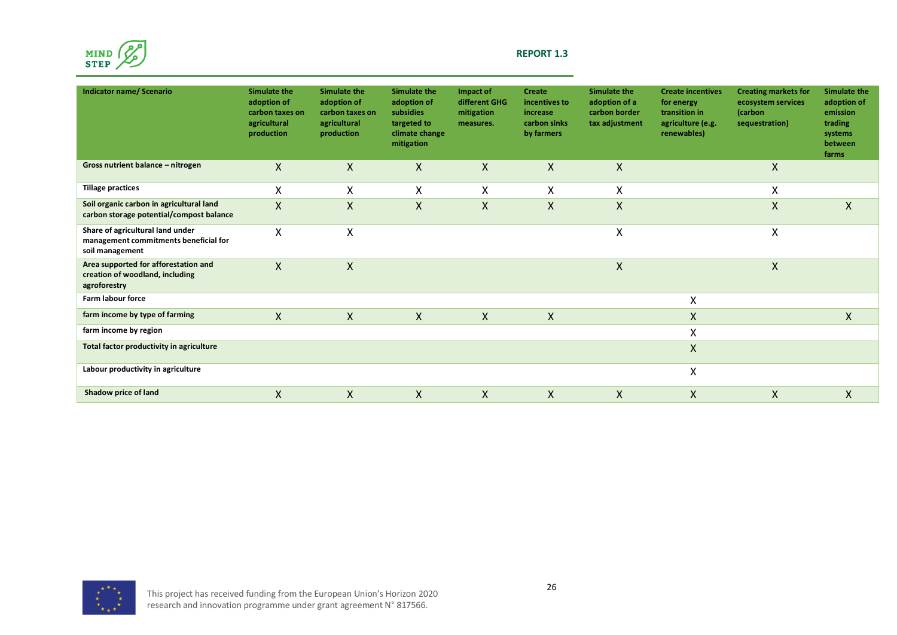| Indicator name/ Scenario | Simulate the adoption of carbon taxes on agricultural production | Simulate the adoption of carbon taxes on agricultural production | Simulate the adoption of subsidies targeted to climate change mitigation | Impact of different GHG mitigation measures. | Create incentives to increase carbon sinks by farmers | Simulate the adoption of a carbon border tax adjustment | Create incentives for energy transition in agriculture (e.g. renewables) | Creating markets for ecosystem services (carbon sequestration) | Simulate the adoption of emission trading systems between farms |
|---|---|---|---|---|---|---|---|---|---|
| Gross nutrient balance – nitrogen | X | X | X | X | X | X | | X | |
| Tillage practices | X | X | X | X | X | X | | X | |
| Soil organic carbon in agricultural land carbon storage potential/compost balance | X | X | X | X | X | X | | X | X |
| Share of agricultural land under management commitments beneficial for soil management | X | X | | | | X | | X | |
| Area supported for afforestation and creation of woodland, including agroforestry | X | X | | | | X | | X | |
| Farm labour force | | | | | | | X | | |
| farm income by type of farming | X | X | X | X | X | | X | | X |
| farm income by region | | | | | | | X | | |
| Total factor productivity in agriculture | | | | | | | X | | |
| Labour productivity in agriculture | | | | | | | X | | |
| Shadow price of land | X | X | X | X | X | X | X | X | X |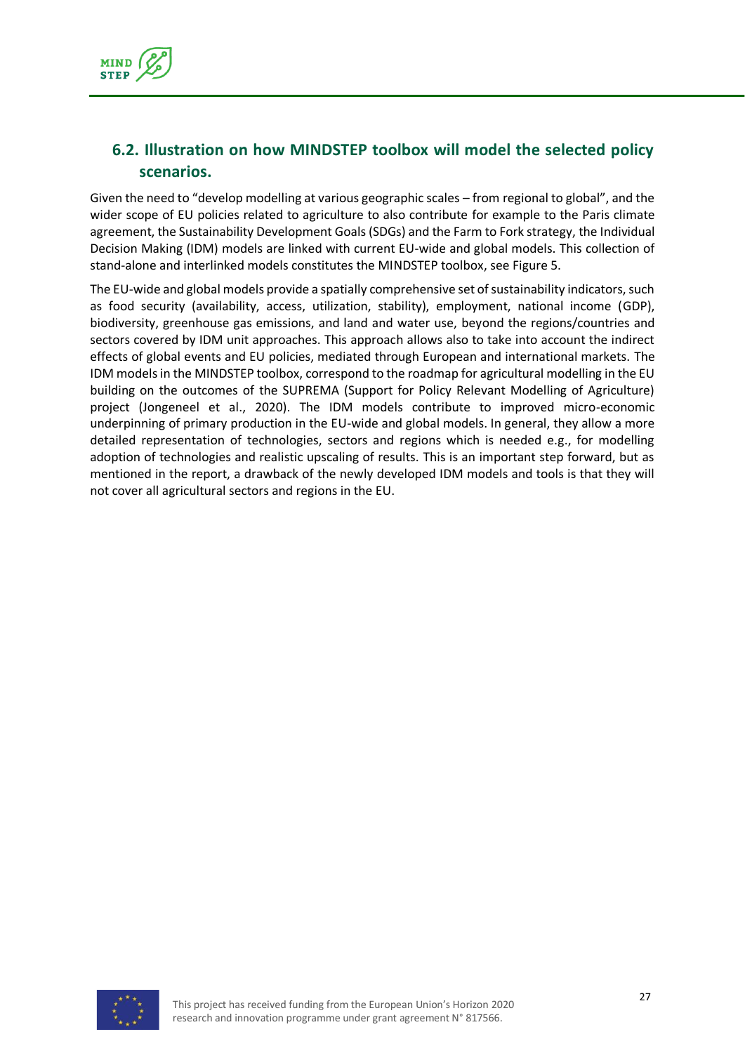## 6.2. Illustration on how MINDSTEP toolbox will model the selected policy scenarios.

Given the need to "develop modelling at various geographic scales – from regional to global", and the wider scope of EU policies related to agriculture to also contribute for example to the Paris climate agreement, the Sustainability Development Goals (SDGs) and the Farm to Fork strategy, the Individual Decision Making (IDM) models are linked with current EU-wide and global models. This collection of stand-alone and interlinked models constitutes the MINDSTEP toolbox, see Figure 5.

The EU-wide and global models provide a spatially comprehensive set of sustainability indicators, such as food security (availability, access, utilization, stability), employment, national income (GDP), biodiversity, greenhouse gas emissions, and land and water use, beyond the regions/countries and sectors covered by IDM unit approaches. This approach allows also to take into account the indirect effects of global events and EU policies, mediated through European and international markets. The IDM models in the MINDSTEP toolbox, correspond to the roadmap for agricultural modelling in the EU building on the outcomes of the SUPREMA (Support for Policy Relevant Modelling of Agriculture) project (Jongeneel et al., 2020). The IDM models contribute to improved micro-economic underpinning of primary production in the EU-wide and global models. In general, they allow a more detailed representation of technologies, sectors and regions which is needed e.g., for modelling adoption of technologies and realistic upscaling of results. This is an important step forward, but as mentioned in the report, a drawback of the newly developed IDM models and tools is that they will not cover all agricultural sectors and regions in the EU.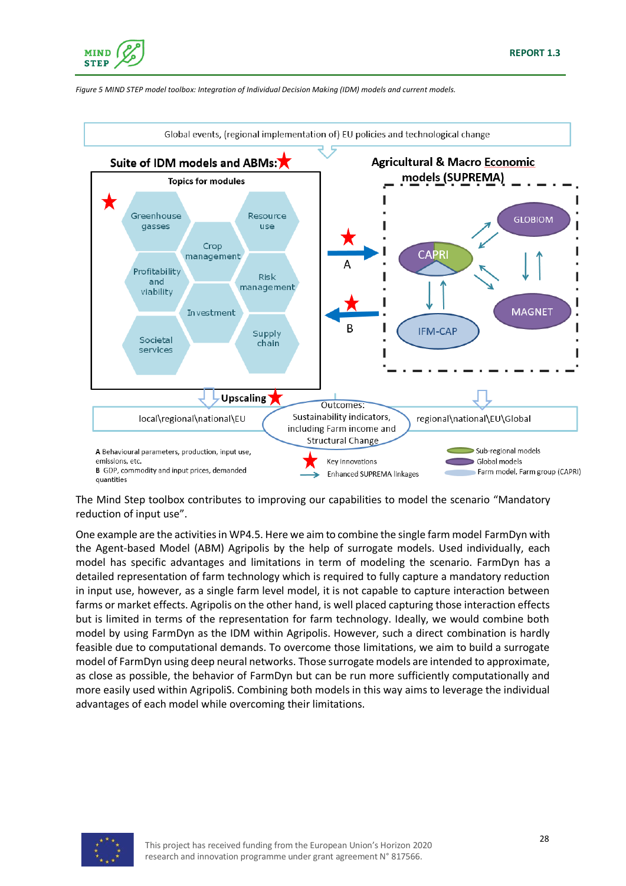*Figure 5 MIND STEP model toolbox: Integration of Individual Decision Making (IDM) models and current models.*

Global events, (regional implementation of) EU policies and technological change

**Suite of IDM models and ABMs:**

**Topics for modules**

- Greenhouse gasses
- Resource use
- Crop management
- Profitability and viability
- Risk management
- Investment
- Societal services
- Supply chain

**Agricultural & Macro Economic models (SUPREMA)**

GLOBIOM, CAPRI, MAGNET, IFM-CAP

A

B

**Upscaling**

local\regional\national\EU

Outcomes: Sustainability indicators, including Farm income and Structural Change

regional\national\EU\Global

A Behavioural parameters, production, input use, emissions, etc.
B GDP, commodity and input prices, demanded quantities

Key innovations
Enhanced SUPREMA linkages

Sub-regional models
Global models
Farm model, Farm group (CAPRI)

The Mind Step toolbox contributes to improving our capabilities to model the scenario "Mandatory reduction of input use".

One example are the activities in WP4.5. Here we aim to combine the single farm model FarmDyn with the Agent-based Model (ABM) Agripolis by the help of surrogate models. Used individually, each model has specific advantages and limitations in term of modeling the scenario. FarmDyn has a detailed representation of farm technology which is required to fully capture a mandatory reduction in input use, however, as a single farm level model, it is not capable to capture interaction between farms or market effects. Agripolis on the other hand, is well placed capturing those interaction effects but is limited in terms of the representation for farm technology. Ideally, we would combine both model by using FarmDyn as the IDM within Agripolis. However, such a direct combination is hardly feasible due to computational demands. To overcome those limitations, we aim to build a surrogate model of FarmDyn using deep neural networks. Those surrogate models are intended to approximate, as close as possible, the behavior of FarmDyn but can be run more sufficiently computationally and more easily used within AgripoliS. Combining both models in this way aims to leverage the individual advantages of each model while overcoming their limitations.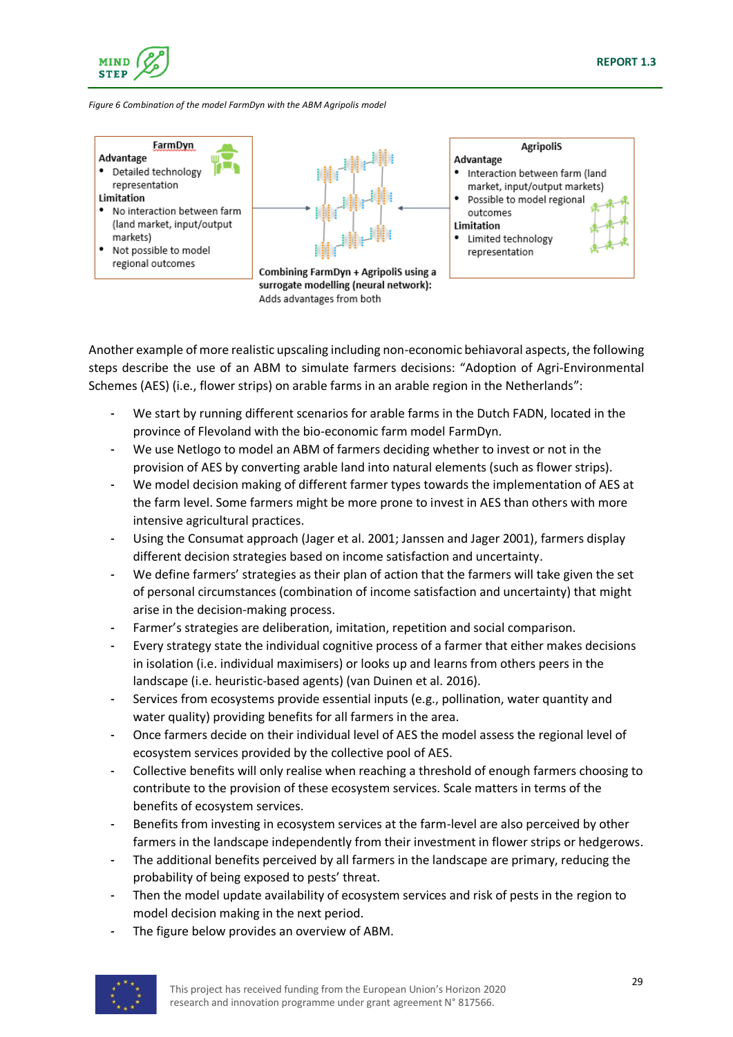*Figure 6 Combination of the model FarmDyn with the ABM Agripolis model*

**FarmDyn**

Advantage

- Detailed technology representation

Limitation

- No interaction between farm (land market, input/output markets)
- Not possible to model regional outcomes

**Combining FarmDyn + AgripoliS using a surrogate modelling (neural network):** Adds advantages from both

**AgripoliS**

Advantage

- Interaction between farm (land market, input/output markets)
- Possible to model regional outcomes

Limitation

- Limited technology representation

Another example of more realistic upscaling including non-economic behavioral aspects, the following steps describe the use of an ABM to simulate farmers decisions: "Adoption of Agri-Environmental Schemes (AES) (i.e., flower strips) on arable farms in an arable region in the Netherlands":

- We start by running different scenarios for arable farms in the Dutch FADN, located in the province of Flevoland with the bio-economic farm model FarmDyn.
- We use Netlogo to model an ABM of farmers deciding whether to invest or not in the provision of AES by converting arable land into natural elements (such as flower strips).
- We model decision making of different farmer types towards the implementation of AES at the farm level. Some farmers might be more prone to invest in AES than others with more intensive agricultural practices.
- Using the Consumat approach (Jager et al. 2001; Janssen and Jager 2001), farmers display different decision strategies based on income satisfaction and uncertainty.
- We define farmers' strategies as their plan of action that the farmers will take given the set of personal circumstances (combination of income satisfaction and uncertainty) that might arise in the decision-making process.
- Farmer's strategies are deliberation, imitation, repetition and social comparison.
- Every strategy state the individual cognitive process of a farmer that either makes decisions in isolation (i.e. individual maximisers) or looks up and learns from others peers in the landscape (i.e. heuristic-based agents) (van Duinen et al. 2016).
- Services from ecosystems provide essential inputs (e.g., pollination, water quantity and water quality) providing benefits for all farmers in the area.
- Once farmers decide on their individual level of AES the model assess the regional level of ecosystem services provided by the collective pool of AES.
- Collective benefits will only realise when reaching a threshold of enough farmers choosing to contribute to the provision of these ecosystem services. Scale matters in terms of the benefits of ecosystem services.
- Benefits from investing in ecosystem services at the farm-level are also perceived by other farmers in the landscape independently from their investment in flower strips or hedgerows.
- The additional benefits perceived by all farmers in the landscape are primary, reducing the probability of being exposed to pests' threat.
- Then the model update availability of ecosystem services and risk of pests in the region to model decision making in the next period.
- The figure below provides an overview of ABM.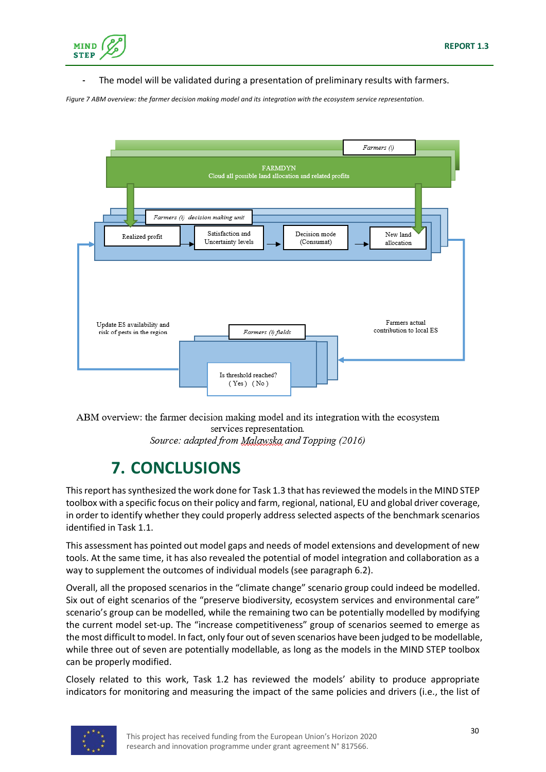- The model will be validated during a presentation of preliminary results with farmers.

*Figure 7 ABM overview: the farmer decision making model and its integration with the ecosystem service representation.*

Farmers (i)

FARMDYN
Cloud all possible land allocation and related profits

Farmers (i) decision making unit

Realized profit → Satisfaction and Uncertainty levels → Decision mode (Consumat) → New land allocation

Update ES availability and risk of pests in the region

Farmers (i) fields

Is threshold reached? ( Yes ) ( No )

Farmers actual contribution to local ES

ABM overview: the farmer decision making model and its integration with the ecosystem services representation.
*Source: adapted from Malawska and Topping (2016)*

# 7. CONCLUSIONS

This report has synthesized the work done for Task 1.3 that has reviewed the models in the MIND STEP toolbox with a specific focus on their policy and farm, regional, national, EU and global driver coverage, in order to identify whether they could properly address selected aspects of the benchmark scenarios identified in Task 1.1.

This assessment has pointed out model gaps and needs of model extensions and development of new tools. At the same time, it has also revealed the potential of model integration and collaboration as a way to supplement the outcomes of individual models (see paragraph 6.2).

Overall, all the proposed scenarios in the "climate change" scenario group could indeed be modelled. Six out of eight scenarios of the "preserve biodiversity, ecosystem services and environmental care" scenario's group can be modelled, while the remaining two can be potentially modelled by modifying the current model set-up. The "increase competitiveness" group of scenarios seemed to emerge as the most difficult to model. In fact, only four out of seven scenarios have been judged to be modellable, while three out of seven are potentially modellable, as long as the models in the MIND STEP toolbox can be properly modified.

Closely related to this work, Task 1.2 has reviewed the models' ability to produce appropriate indicators for monitoring and measuring the impact of the same policies and drivers (i.e., the list of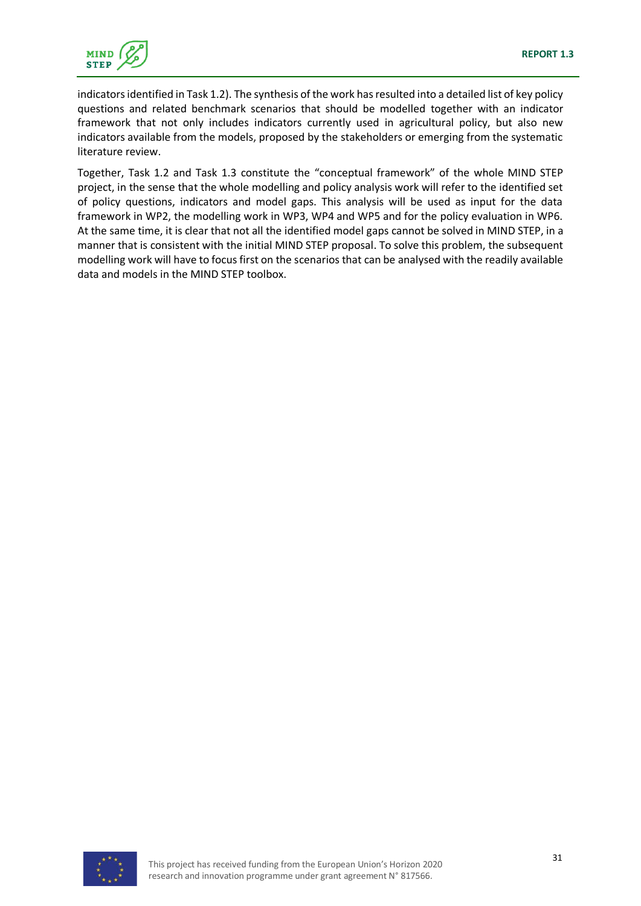indicators identified in Task 1.2). The synthesis of the work has resulted into a detailed list of key policy questions and related benchmark scenarios that should be modelled together with an indicator framework that not only includes indicators currently used in agricultural policy, but also new indicators available from the models, proposed by the stakeholders or emerging from the systematic literature review.

Together, Task 1.2 and Task 1.3 constitute the "conceptual framework" of the whole MIND STEP project, in the sense that the whole modelling and policy analysis work will refer to the identified set of policy questions, indicators and model gaps. This analysis will be used as input for the data framework in WP2, the modelling work in WP3, WP4 and WP5 and for the policy evaluation in WP6. At the same time, it is clear that not all the identified model gaps cannot be solved in MIND STEP, in a manner that is consistent with the initial MIND STEP proposal. To solve this problem, the subsequent modelling work will have to focus first on the scenarios that can be analysed with the readily available data and models in the MIND STEP toolbox.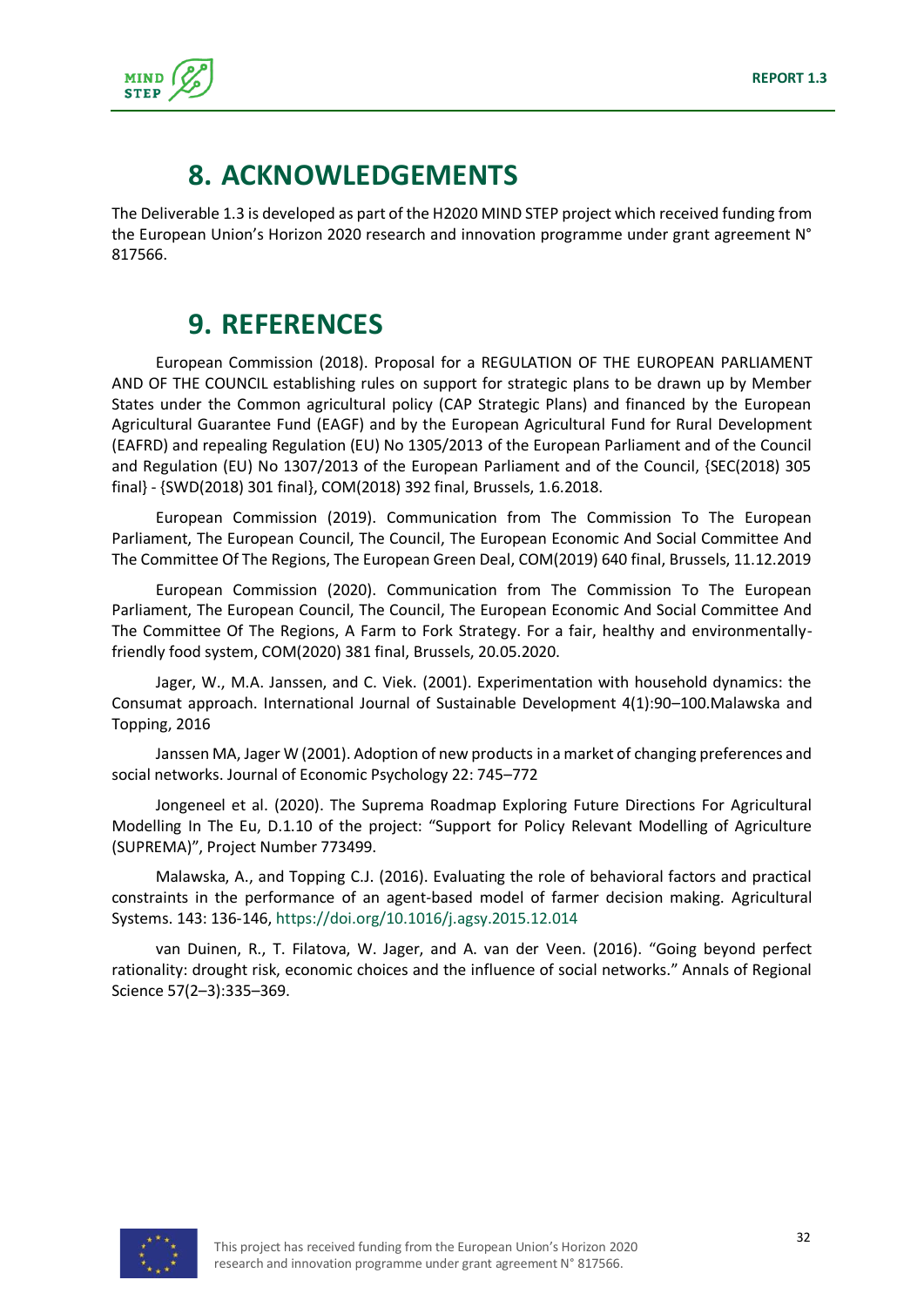# 8. ACKNOWLEDGEMENTS

The Deliverable 1.3 is developed as part of the H2020 MIND STEP project which received funding from the European Union's Horizon 2020 research and innovation programme under grant agreement N° 817566.

# 9. REFERENCES

European Commission (2018). Proposal for a REGULATION OF THE EUROPEAN PARLIAMENT AND OF THE COUNCIL establishing rules on support for strategic plans to be drawn up by Member States under the Common agricultural policy (CAP Strategic Plans) and financed by the European Agricultural Guarantee Fund (EAGF) and by the European Agricultural Fund for Rural Development (EAFRD) and repealing Regulation (EU) No 1305/2013 of the European Parliament and of the Council and Regulation (EU) No 1307/2013 of the European Parliament and of the Council, {SEC(2018) 305 final} - {SWD(2018) 301 final}, COM(2018) 392 final, Brussels, 1.6.2018.

European Commission (2019). Communication from The Commission To The European Parliament, The European Council, The Council, The European Economic And Social Committee And The Committee Of The Regions, The European Green Deal, COM(2019) 640 final, Brussels, 11.12.2019

European Commission (2020). Communication from The Commission To The European Parliament, The European Council, The Council, The European Economic And Social Committee And The Committee Of The Regions, A Farm to Fork Strategy. For a fair, healthy and environmentally-friendly food system, COM(2020) 381 final, Brussels, 20.05.2020.

Jager, W., M.A. Janssen, and C. Viek. (2001). Experimentation with household dynamics: the Consumat approach. International Journal of Sustainable Development 4(1):90–100.Malawska and Topping, 2016

Janssen MA, Jager W (2001). Adoption of new products in a market of changing preferences and social networks. Journal of Economic Psychology 22: 745–772

Jongeneel et al. (2020). The Suprema Roadmap Exploring Future Directions For Agricultural Modelling In The Eu, D.1.10 of the project: "Support for Policy Relevant Modelling of Agriculture (SUPREMA)", Project Number 773499.

Malawska, A., and Topping C.J. (2016). Evaluating the role of behavioral factors and practical constraints in the performance of an agent-based model of farmer decision making. Agricultural Systems. 143: 136-146, https://doi.org/10.1016/j.agsy.2015.12.014

van Duinen, R., T. Filatova, W. Jager, and A. van der Veen. (2016). "Going beyond perfect rationality: drought risk, economic choices and the influence of social networks." Annals of Regional Science 57(2–3):335–369.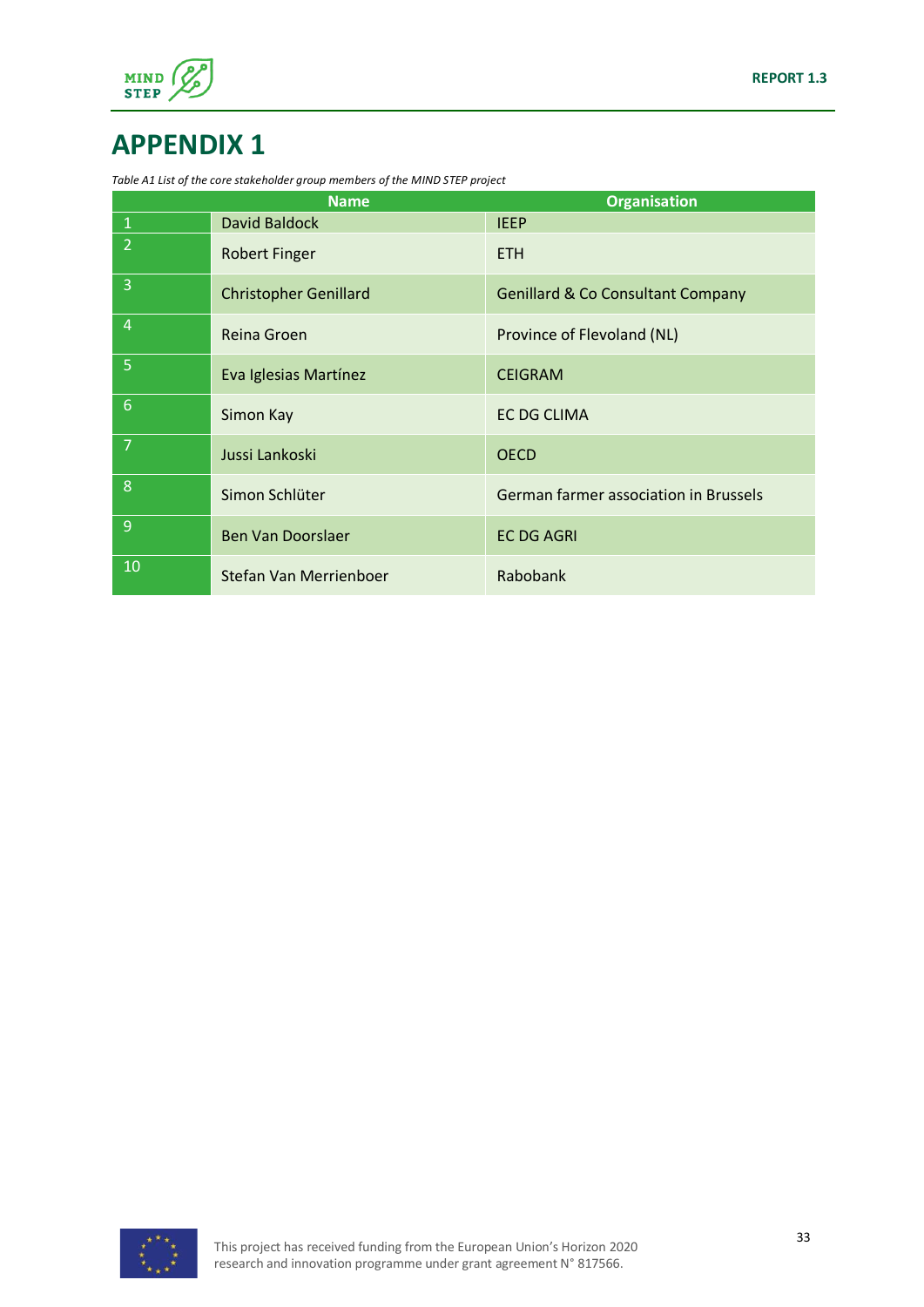# APPENDIX 1

*Table A1 List of the core stakeholder group members of the MIND STEP project*

| | Name | Organisation |
|---|---|---|
| 1 | David Baldock | IEEP |
| 2 | Robert Finger | ETH |
| 3 | Christopher Genillard | Genillard & Co Consultant Company |
| 4 | Reina Groen | Province of Flevoland (NL) |
| 5 | Eva Iglesias Martínez | CEIGRAM |
| 6 | Simon Kay | EC DG CLIMA |
| 7 | Jussi Lankoski | OECD |
| 8 | Simon Schlüter | German farmer association in Brussels |
| 9 | Ben Van Doorslaer | EC DG AGRI |
| 10 | Stefan Van Merrienboer | Rabobank |